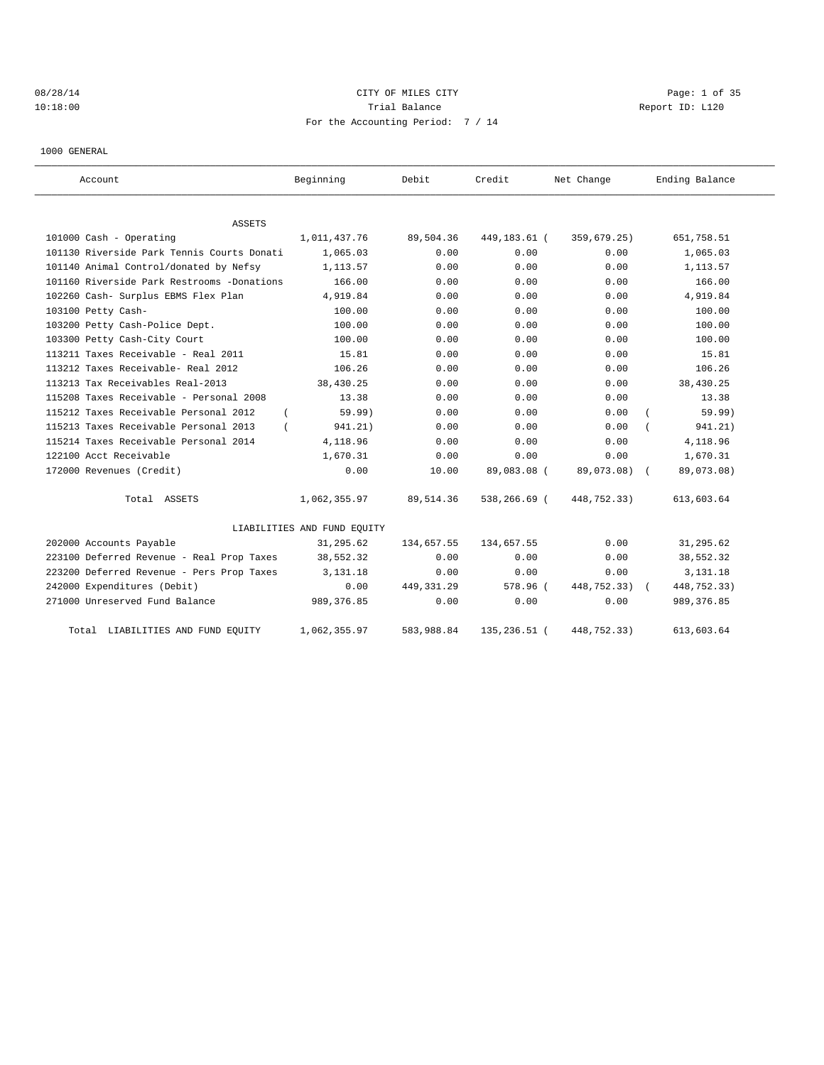CITY OF MILES CITY

Trial Balance

For the Accounting Period: 7 / 14

08/28/14 10:18:00 — Report ID: L120

1000 GENERAL

| Account | Beginning | Debit | Credit | Net Change | Ending Balance |
|---|---|---|---|---|---|
| **ASSETS** | | | | | |
| 101000 Cash - Operating | 1,011,437.76 | 89,504.36 | 449,183.61 | (359,679.25) | 651,758.51 |
| 101130 Riverside Park Tennis Courts Donati | 1,065.03 | 0.00 | 0.00 | 0.00 | 1,065.03 |
| 101140 Animal Control/donated by Nefsy | 1,113.57 | 0.00 | 0.00 | 0.00 | 1,113.57 |
| 101160 Riverside Park Restrooms -Donations | 166.00 | 0.00 | 0.00 | 0.00 | 166.00 |
| 102260 Cash- Surplus EBMS Flex Plan | 4,919.84 | 0.00 | 0.00 | 0.00 | 4,919.84 |
| 103100 Petty Cash- | 100.00 | 0.00 | 0.00 | 0.00 | 100.00 |
| 103200 Petty Cash-Police Dept. | 100.00 | 0.00 | 0.00 | 0.00 | 100.00 |
| 103300 Petty Cash-City Court | 100.00 | 0.00 | 0.00 | 0.00 | 100.00 |
| 113211 Taxes Receivable - Real 2011 | 15.81 | 0.00 | 0.00 | 0.00 | 15.81 |
| 113212 Taxes Receivable- Real 2012 | 106.26 | 0.00 | 0.00 | 0.00 | 106.26 |
| 113213 Tax Receivables Real-2013 | 38,430.25 | 0.00 | 0.00 | 0.00 | 38,430.25 |
| 115208 Taxes Receivable - Personal 2008 | 13.38 | 0.00 | 0.00 | 0.00 | 13.38 |
| 115212 Taxes Receivable Personal 2012 | (59.99) | 0.00 | 0.00 | 0.00 | (59.99) |
| 115213 Taxes Receivable Personal 2013 | (941.21) | 0.00 | 0.00 | 0.00 | (941.21) |
| 115214 Taxes Receivable Personal 2014 | 4,118.96 | 0.00 | 0.00 | 0.00 | 4,118.96 |
| 122100 Acct Receivable | 1,670.31 | 0.00 | 0.00 | 0.00 | 1,670.31 |
| 172000 Revenues (Credit) | 0.00 | 10.00 | 89,083.08 | (89,073.08) | (89,073.08) |
| Total ASSETS | 1,062,355.97 | 89,514.36 | 538,266.69 | (448,752.33) | 613,603.64 |
| **LIABILITIES AND FUND EQUITY** | | | | | |
| 202000 Accounts Payable | 31,295.62 | 134,657.55 | 134,657.55 | 0.00 | 31,295.62 |
| 223100 Deferred Revenue - Real Prop Taxes | 38,552.32 | 0.00 | 0.00 | 0.00 | 38,552.32 |
| 223200 Deferred Revenue - Pers Prop Taxes | 3,131.18 | 0.00 | 0.00 | 0.00 | 3,131.18 |
| 242000 Expenditures (Debit) | 0.00 | 449,331.29 | 578.96 | (448,752.33) | (448,752.33) |
| 271000 Unreserved Fund Balance | 989,376.85 | 0.00 | 0.00 | 0.00 | 989,376.85 |
| Total LIABILITIES AND FUND EQUITY | 1,062,355.97 | 583,988.84 | 135,236.51 | (448,752.33) | 613,603.64 |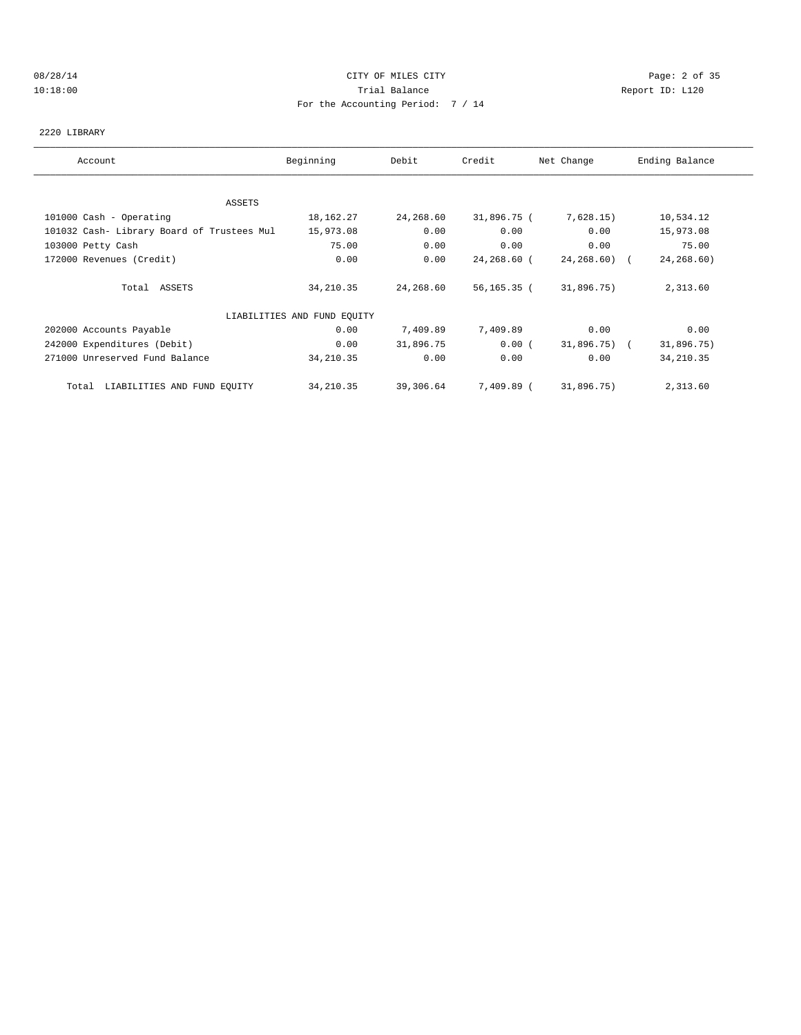CITY OF MILES CITY

Trial Balance

For the Accounting Period: 7 / 14

08/28/14
10:18:00

Report ID: L120

2220 LIBRARY

| Account | Beginning | Debit | Credit | Net Change | Ending Balance |
|---|---|---|---|---|---|
| ASSETS | | | | | |
| 101000 Cash - Operating | 18,162.27 | 24,268.60 | 31,896.75 | ( 7,628.15) | 10,534.12 |
| 101032 Cash- Library Board of Trustees Mul | 15,973.08 | 0.00 | 0.00 | 0.00 | 15,973.08 |
| 103000 Petty Cash | 75.00 | 0.00 | 0.00 | 0.00 | 75.00 |
| 172000 Revenues (Credit) | 0.00 | 0.00 | 24,268.60 | ( 24,268.60) | ( 24,268.60) |
| Total ASSETS | 34,210.35 | 24,268.60 | 56,165.35 | ( 31,896.75) | 2,313.60 |
| LIABILITIES AND FUND EQUITY | | | | | |
| 202000 Accounts Payable | 0.00 | 7,409.89 | 7,409.89 | 0.00 | 0.00 |
| 242000 Expenditures (Debit) | 0.00 | 31,896.75 | 0.00 | ( 31,896.75) | ( 31,896.75) |
| 271000 Unreserved Fund Balance | 34,210.35 | 0.00 | 0.00 | 0.00 | 34,210.35 |
| Total LIABILITIES AND FUND EQUITY | 34,210.35 | 39,306.64 | 7,409.89 | ( 31,896.75) | 2,313.60 |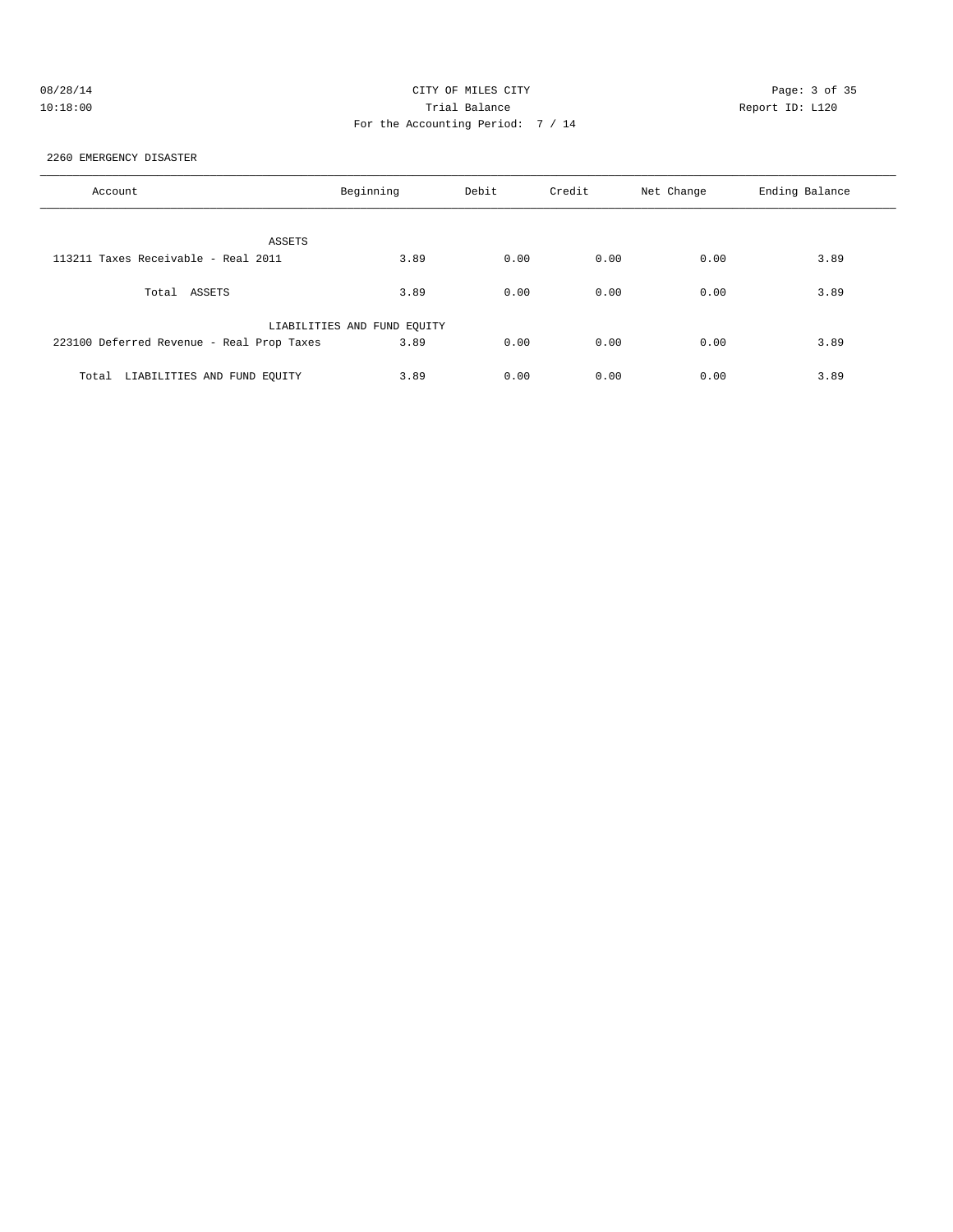CITY OF MILES CITY
Trial Balance
For the Accounting Period: 7 / 14

08/28/14
10:18:00

Report ID: L120

2260 EMERGENCY DISASTER

| Account | Beginning | Debit | Credit | Net Change | Ending Balance |
|---|---|---|---|---|---|
| ASSETS | | | | | |
| 113211 Taxes Receivable - Real 2011 | 3.89 | 0.00 | 0.00 | 0.00 | 3.89 |
| Total ASSETS | 3.89 | 0.00 | 0.00 | 0.00 | 3.89 |
| LIABILITIES AND FUND EQUITY | | | | | |
| 223100 Deferred Revenue - Real Prop Taxes | 3.89 | 0.00 | 0.00 | 0.00 | 3.89 |
| Total LIABILITIES AND FUND EQUITY | 3.89 | 0.00 | 0.00 | 0.00 | 3.89 |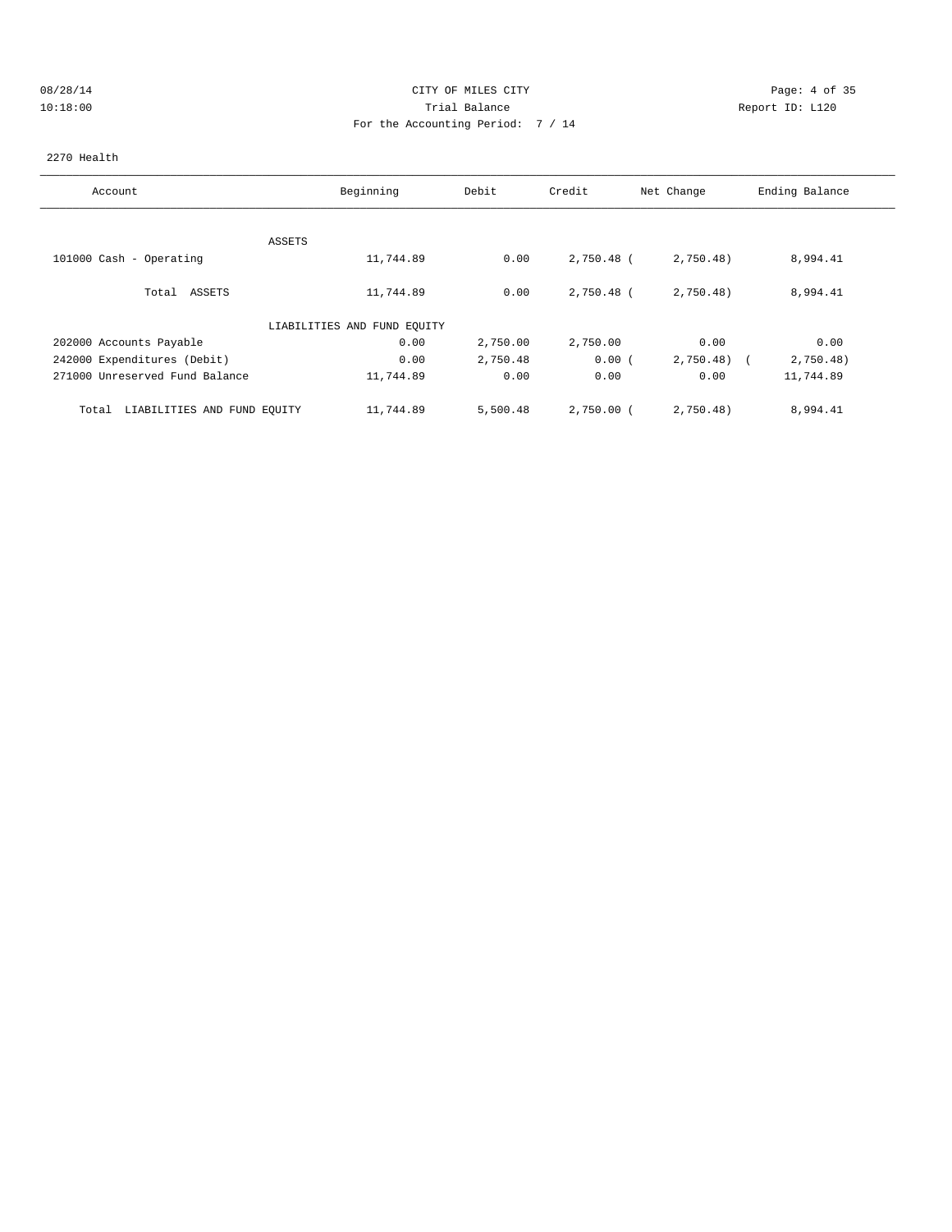08/28/14 CITY OF MILES CITY
10:18:00 Trial Balance Report ID: L120
For the Accounting Period: 7 / 14

2270 Health

| Account | Beginning | Debit | Credit | Net Change | Ending Balance |
|---|---|---|---|---|---|
| ASSETS | | | | | |
| 101000 Cash - Operating | 11,744.89 | 0.00 | 2,750.48 | ( 2,750.48) | 8,994.41 |
| Total ASSETS | 11,744.89 | 0.00 | 2,750.48 | ( 2,750.48) | 8,994.41 |
| LIABILITIES AND FUND EQUITY | | | | | |
| 202000 Accounts Payable | 0.00 | 2,750.00 | 2,750.00 | 0.00 | 0.00 |
| 242000 Expenditures (Debit) | 0.00 | 2,750.48 | 0.00 | ( 2,750.48) | ( 2,750.48) |
| 271000 Unreserved Fund Balance | 11,744.89 | 0.00 | 0.00 | 0.00 | 11,744.89 |
| Total LIABILITIES AND FUND EQUITY | 11,744.89 | 5,500.48 | 2,750.00 | ( 2,750.48) | 8,994.41 |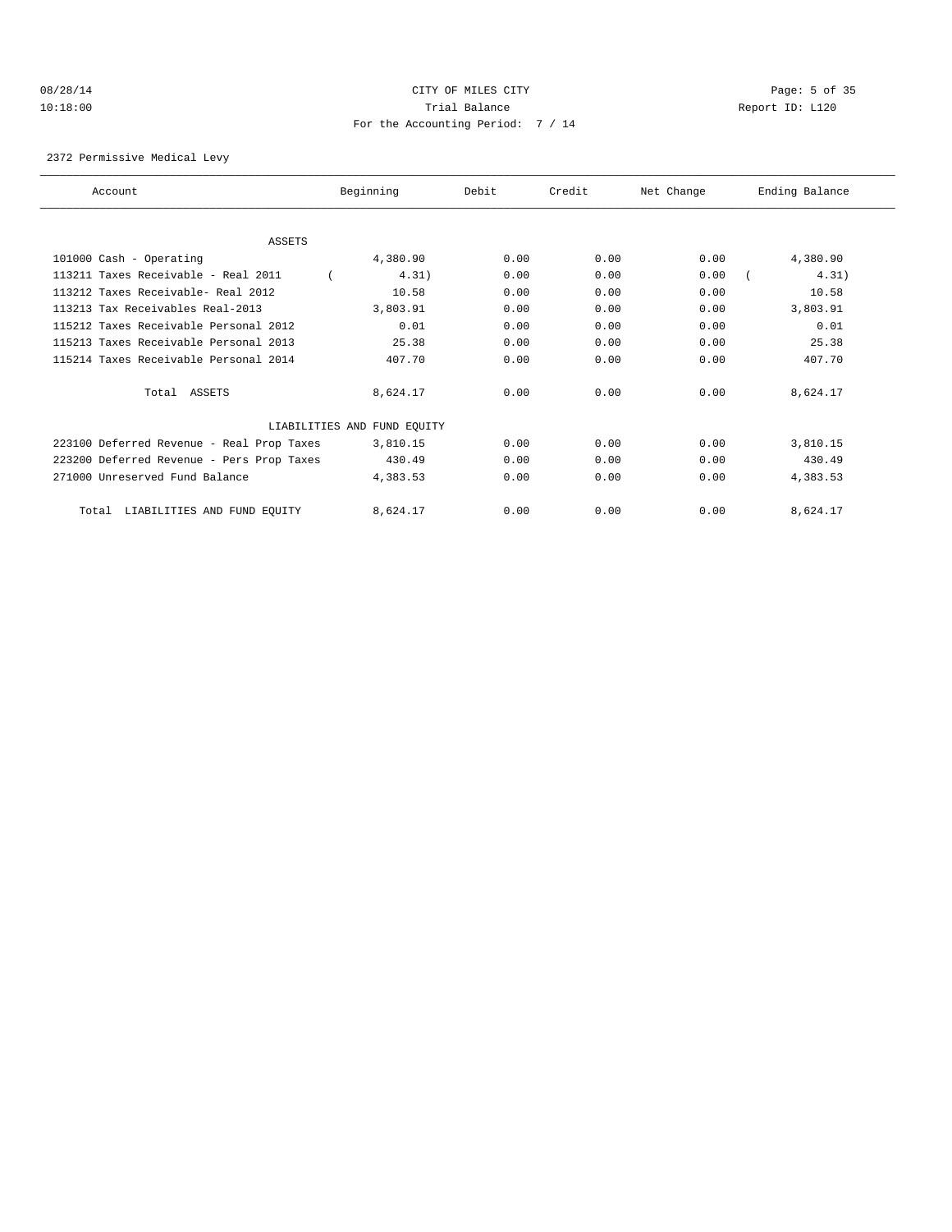CITY OF MILES CITY
Trial Balance
For the Accounting Period: 7 / 14

08/28/14
10:18:00

Report ID: L120

2372 Permissive Medical Levy

| Account | Beginning | Debit | Credit | Net Change | Ending Balance |
|---|---|---|---|---|---|
| **ASSETS** | | | | | |
| 101000 Cash - Operating | 4,380.90 | 0.00 | 0.00 | 0.00 | 4,380.90 |
| 113211 Taxes Receivable - Real 2011 | ( 4.31) | 0.00 | 0.00 | 0.00 | ( 4.31) |
| 113212 Taxes Receivable- Real 2012 | 10.58 | 0.00 | 0.00 | 0.00 | 10.58 |
| 113213 Tax Receivables Real-2013 | 3,803.91 | 0.00 | 0.00 | 0.00 | 3,803.91 |
| 115212 Taxes Receivable Personal 2012 | 0.01 | 0.00 | 0.00 | 0.00 | 0.01 |
| 115213 Taxes Receivable Personal 2013 | 25.38 | 0.00 | 0.00 | 0.00 | 25.38 |
| 115214 Taxes Receivable Personal 2014 | 407.70 | 0.00 | 0.00 | 0.00 | 407.70 |
| Total ASSETS | 8,624.17 | 0.00 | 0.00 | 0.00 | 8,624.17 |
| **LIABILITIES AND FUND EQUITY** | | | | | |
| 223100 Deferred Revenue - Real Prop Taxes | 3,810.15 | 0.00 | 0.00 | 0.00 | 3,810.15 |
| 223200 Deferred Revenue - Pers Prop Taxes | 430.49 | 0.00 | 0.00 | 0.00 | 430.49 |
| 271000 Unreserved Fund Balance | 4,383.53 | 0.00 | 0.00 | 0.00 | 4,383.53 |
| Total LIABILITIES AND FUND EQUITY | 8,624.17 | 0.00 | 0.00 | 0.00 | 8,624.17 |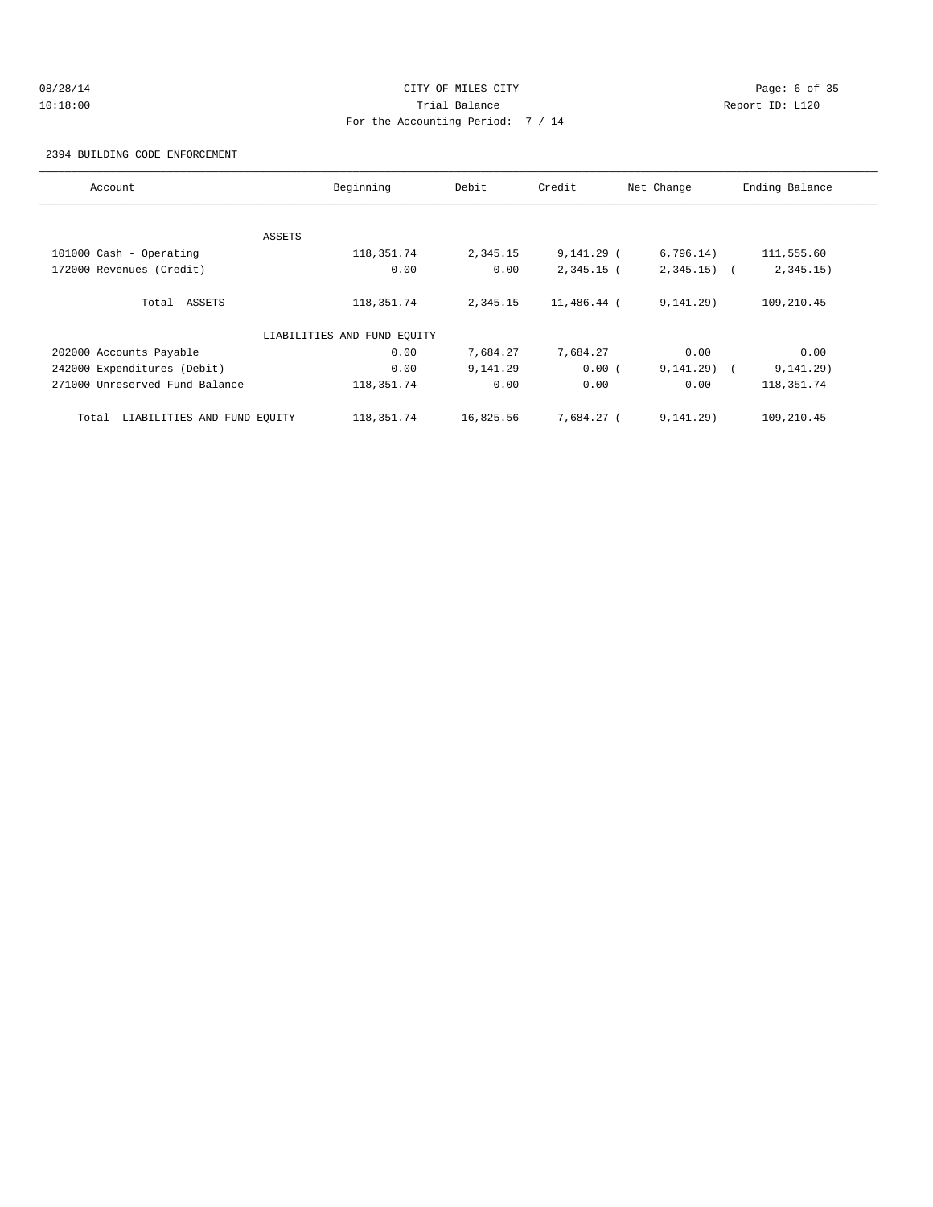CITY OF MILES CITY
Trial Balance
For the Accounting Period: 7 / 14

08/28/14
10:18:00

Report ID: L120

2394 BUILDING CODE ENFORCEMENT

| Account | Beginning | Debit | Credit | Net Change | Ending Balance |
|---|---|---|---|---|---|
| ASSETS | | | | | |
| 101000 Cash - Operating | 118,351.74 | 2,345.15 | 9,141.29 | ( 6,796.14) | 111,555.60 |
| 172000 Revenues (Credit) | 0.00 | 0.00 | 2,345.15 | ( 2,345.15) | ( 2,345.15) |
| Total ASSETS | 118,351.74 | 2,345.15 | 11,486.44 | ( 9,141.29) | 109,210.45 |
| LIABILITIES AND FUND EQUITY | | | | | |
| 202000 Accounts Payable | 0.00 | 7,684.27 | 7,684.27 | 0.00 | 0.00 |
| 242000 Expenditures (Debit) | 0.00 | 9,141.29 | 0.00 | ( 9,141.29) | ( 9,141.29) |
| 271000 Unreserved Fund Balance | 118,351.74 | 0.00 | 0.00 | 0.00 | 118,351.74 |
| Total LIABILITIES AND FUND EQUITY | 118,351.74 | 16,825.56 | 7,684.27 | ( 9,141.29) | 109,210.45 |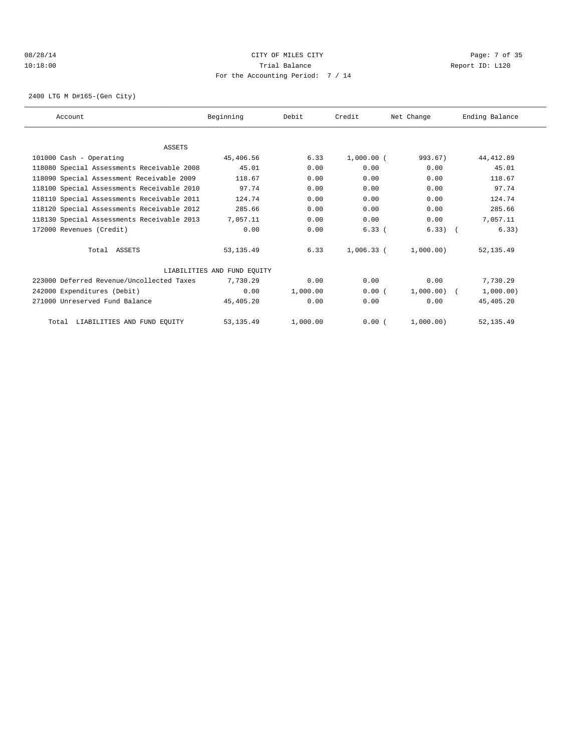CITY OF MILES CITY

Trial Balance

For the Accounting Period: 7 / 14

08/28/14
10:18:00

Report ID: L120

2400 LTG M D#165-(Gen City)

| Account | Beginning | Debit | Credit | Net Change | Ending Balance |
|---|---|---|---|---|---|
| ASSETS | | | | | |
| 101000 Cash - Operating | 45,406.56 | 6.33 | 1,000.00 | (993.67) | 44,412.89 |
| 118080 Special Assessments Receivable 2008 | 45.01 | 0.00 | 0.00 | 0.00 | 45.01 |
| 118090 Special Assessment Receivable 2009 | 118.67 | 0.00 | 0.00 | 0.00 | 118.67 |
| 118100 Special Assessments Receivable 2010 | 97.74 | 0.00 | 0.00 | 0.00 | 97.74 |
| 118110 Special Assessments Receivable 2011 | 124.74 | 0.00 | 0.00 | 0.00 | 124.74 |
| 118120 Special Assessments Receivable 2012 | 285.66 | 0.00 | 0.00 | 0.00 | 285.66 |
| 118130 Special Assessments Receivable 2013 | 7,057.11 | 0.00 | 0.00 | 0.00 | 7,057.11 |
| 172000 Revenues (Credit) | 0.00 | 0.00 | 6.33 | (6.33) | (6.33) |
| Total ASSETS | 53,135.49 | 6.33 | 1,006.33 | (1,000.00) | 52,135.49 |
| LIABILITIES AND FUND EQUITY | | | | | |
| 223000 Deferred Revenue/Uncollected Taxes | 7,730.29 | 0.00 | 0.00 | 0.00 | 7,730.29 |
| 242000 Expenditures (Debit) | 0.00 | 1,000.00 | 0.00 | (1,000.00) | (1,000.00) |
| 271000 Unreserved Fund Balance | 45,405.20 | 0.00 | 0.00 | 0.00 | 45,405.20 |
| Total LIABILITIES AND FUND EQUITY | 53,135.49 | 1,000.00 | 0.00 | (1,000.00) | 52,135.49 |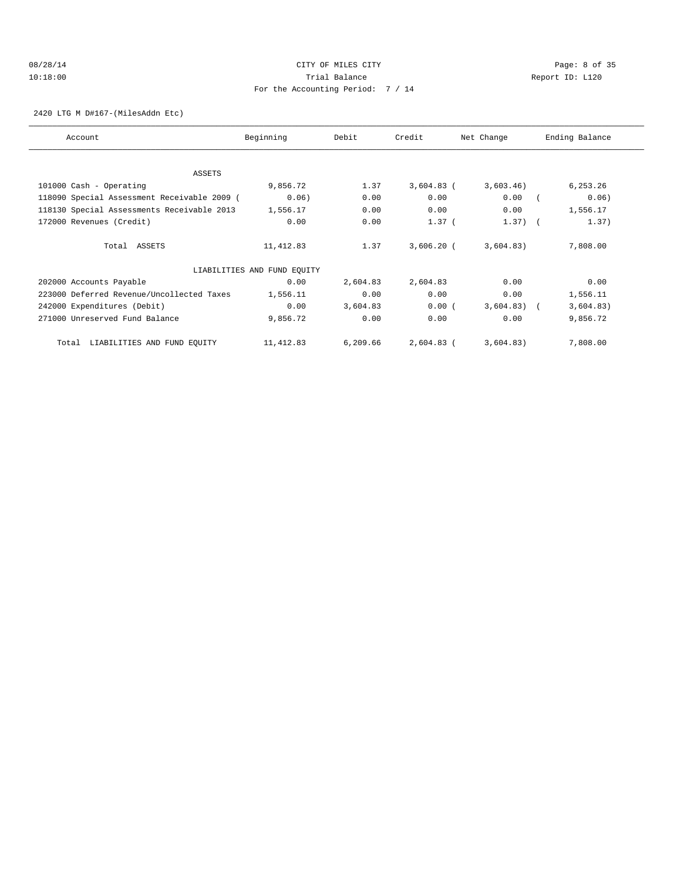CITY OF MILES CITY

Trial Balance

For the Accounting Period: 7 / 14

08/28/14 10:18:00 Report ID: L120

2420 LTG M D#167-(MilesAddn Etc)

| Account | Beginning | Debit | Credit | Net Change | Ending Balance |
|---|---|---|---|---|---|
| ASSETS | | | | | |
| 101000 Cash - Operating | 9,856.72 | 1.37 | 3,604.83 | ( 3,603.46) | 6,253.26 |
| 118090 Special Assessment Receivable 2009 ( | 0.06) | 0.00 | 0.00 | 0.00 | ( 0.06) |
| 118130 Special Assessments Receivable 2013 | 1,556.17 | 0.00 | 0.00 | 0.00 | 1,556.17 |
| 172000 Revenues (Credit) | 0.00 | 0.00 | 1.37 | ( 1.37) | ( 1.37) |
| Total ASSETS | 11,412.83 | 1.37 | 3,606.20 | ( 3,604.83) | 7,808.00 |
| LIABILITIES AND FUND EQUITY | | | | | |
| 202000 Accounts Payable | 0.00 | 2,604.83 | 2,604.83 | 0.00 | 0.00 |
| 223000 Deferred Revenue/Uncollected Taxes | 1,556.11 | 0.00 | 0.00 | 0.00 | 1,556.11 |
| 242000 Expenditures (Debit) | 0.00 | 3,604.83 | 0.00 | ( 3,604.83) | ( 3,604.83) |
| 271000 Unreserved Fund Balance | 9,856.72 | 0.00 | 0.00 | 0.00 | 9,856.72 |
| Total LIABILITIES AND FUND EQUITY | 11,412.83 | 6,209.66 | 2,604.83 | ( 3,604.83) | 7,808.00 |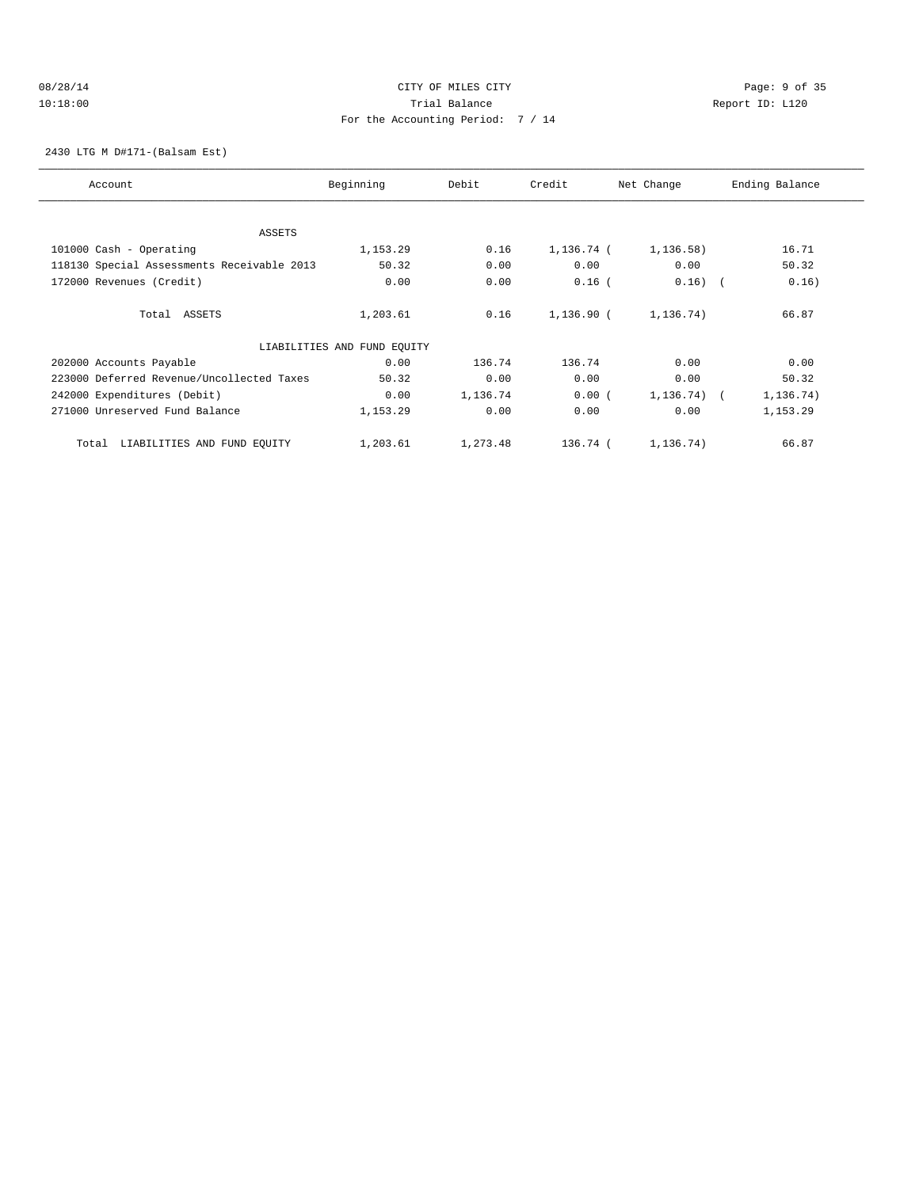CITY OF MILES CITY

Trial Balance

For the Accounting Period: 7 / 14

08/28/14 10:18:00 Report ID: L120

2430 LTG M D#171-(Balsam Est)

| Account | Beginning | Debit | Credit | Net Change | Ending Balance |
|---|---|---|---|---|---|
| ASSETS | | | | | |
| 101000 Cash - Operating | 1,153.29 | 0.16 | 1,136.74 | ( 1,136.58) | 16.71 |
| 118130 Special Assessments Receivable 2013 | 50.32 | 0.00 | 0.00 | 0.00 | 50.32 |
| 172000 Revenues (Credit) | 0.00 | 0.00 | 0.16 | ( 0.16) | ( 0.16) |
| Total ASSETS | 1,203.61 | 0.16 | 1,136.90 | ( 1,136.74) | 66.87 |
| LIABILITIES AND FUND EQUITY | | | | | |
| 202000 Accounts Payable | 0.00 | 136.74 | 136.74 | 0.00 | 0.00 |
| 223000 Deferred Revenue/Uncollected Taxes | 50.32 | 0.00 | 0.00 | 0.00 | 50.32 |
| 242000 Expenditures (Debit) | 0.00 | 1,136.74 | 0.00 | ( 1,136.74) | ( 1,136.74) |
| 271000 Unreserved Fund Balance | 1,153.29 | 0.00 | 0.00 | 0.00 | 1,153.29 |
| Total LIABILITIES AND FUND EQUITY | 1,203.61 | 1,273.48 | 136.74 | ( 1,136.74) | 66.87 |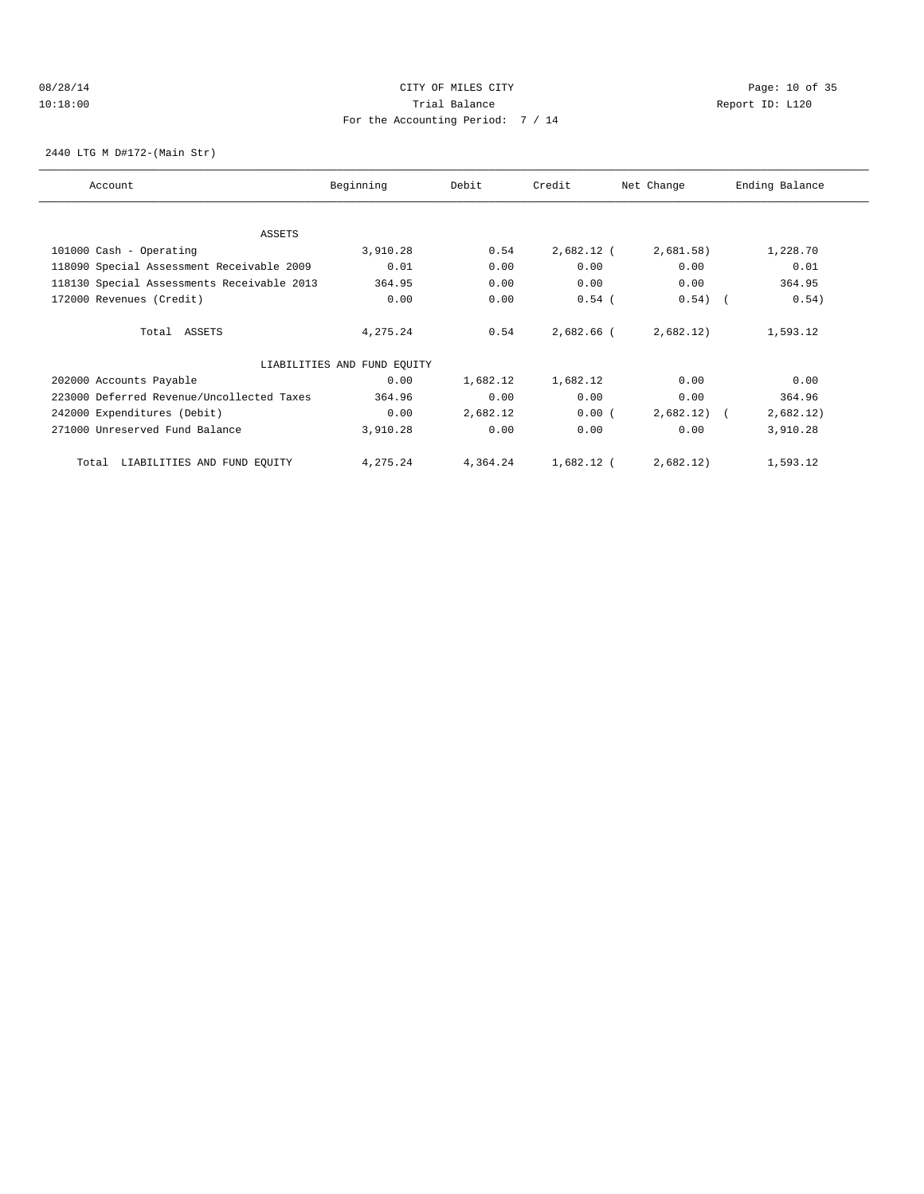CITY OF MILES CITY
Trial Balance
For the Accounting Period: 7 / 14

08/28/14
10:18:00

Report ID: L120

2440 LTG M D#172-(Main Str)

| Account | Beginning | Debit | Credit | Net Change | Ending Balance |
|---|---|---|---|---|---|
| ASSETS | | | | | |
| 101000 Cash - Operating | 3,910.28 | 0.54 | 2,682.12 | (2,681.58) | 1,228.70 |
| 118090 Special Assessment Receivable 2009 | 0.01 | 0.00 | 0.00 | 0.00 | 0.01 |
| 118130 Special Assessments Receivable 2013 | 364.95 | 0.00 | 0.00 | 0.00 | 364.95 |
| 172000 Revenues (Credit) | 0.00 | 0.00 | 0.54 | (0.54) | (0.54) |
| Total ASSETS | 4,275.24 | 0.54 | 2,682.66 | (2,682.12) | 1,593.12 |
| LIABILITIES AND FUND EQUITY | | | | | |
| 202000 Accounts Payable | 0.00 | 1,682.12 | 1,682.12 | 0.00 | 0.00 |
| 223000 Deferred Revenue/Uncollected Taxes | 364.96 | 0.00 | 0.00 | 0.00 | 364.96 |
| 242000 Expenditures (Debit) | 0.00 | 2,682.12 | 0.00 | (2,682.12) | (2,682.12) |
| 271000 Unreserved Fund Balance | 3,910.28 | 0.00 | 0.00 | 0.00 | 3,910.28 |
| Total LIABILITIES AND FUND EQUITY | 4,275.24 | 4,364.24 | 1,682.12 | (2,682.12) | 1,593.12 |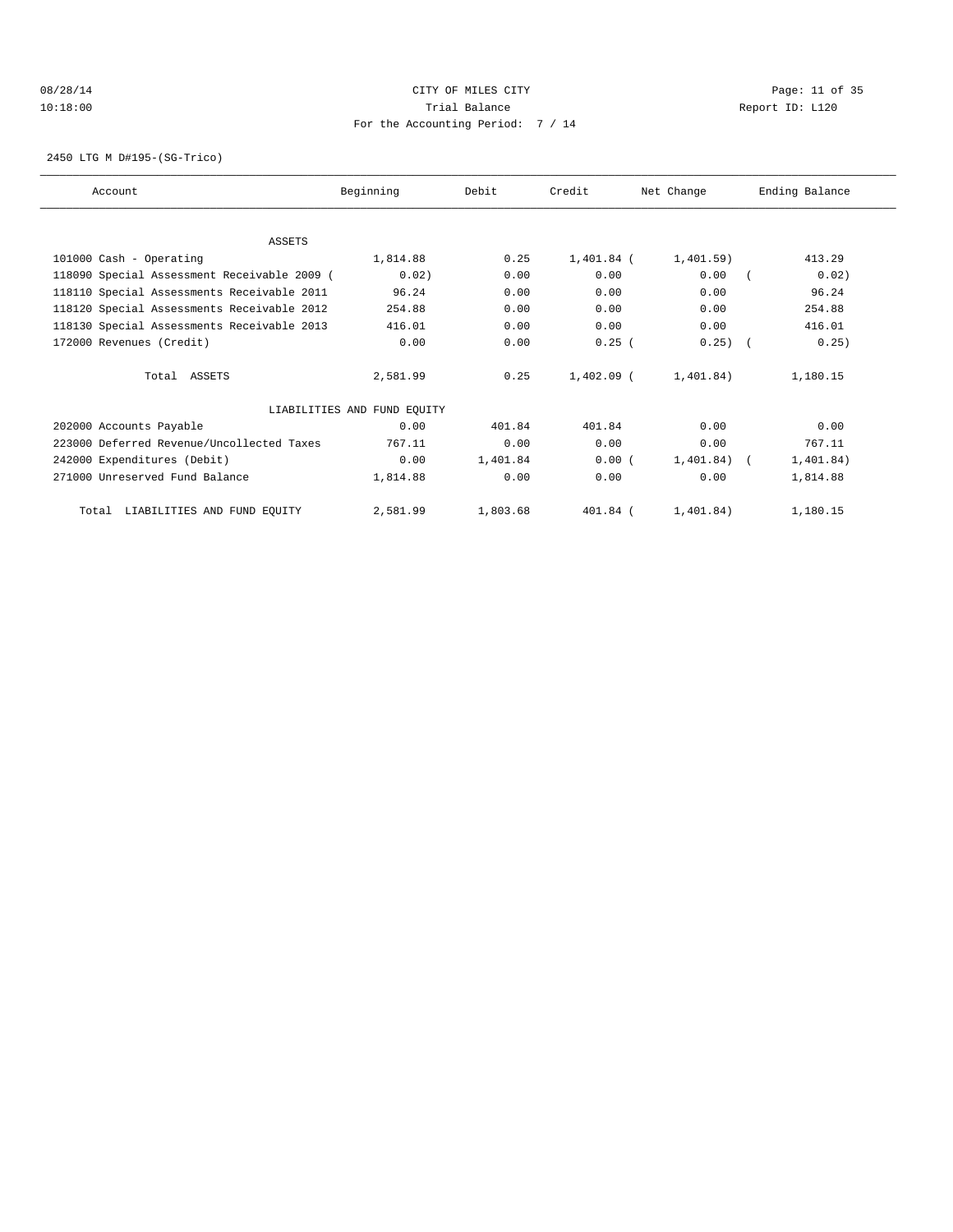CITY OF MILES CITY
Trial Balance
For the Accounting Period: 7 / 14

08/28/14
10:18:00

Report ID: L120

2450 LTG M D#195-(SG-Trico)

| Account | Beginning | Debit | Credit | Net Change | Ending Balance |
|---|---|---|---|---|---|
| ASSETS | | | | | |
| 101000 Cash - Operating | 1,814.88 | 0.25 | 1,401.84 | ( 1,401.59) | 413.29 |
| 118090 Special Assessment Receivable 2009 ( | 0.02) | 0.00 | 0.00 | 0.00 | ( 0.02) |
| 118110 Special Assessments Receivable 2011 | 96.24 | 0.00 | 0.00 | 0.00 | 96.24 |
| 118120 Special Assessments Receivable 2012 | 254.88 | 0.00 | 0.00 | 0.00 | 254.88 |
| 118130 Special Assessments Receivable 2013 | 416.01 | 0.00 | 0.00 | 0.00 | 416.01 |
| 172000 Revenues (Credit) | 0.00 | 0.00 | 0.25 | ( 0.25) | ( 0.25) |
| Total ASSETS | 2,581.99 | 0.25 | 1,402.09 | ( 1,401.84) | 1,180.15 |
| LIABILITIES AND FUND EQUITY | | | | | |
| 202000 Accounts Payable | 0.00 | 401.84 | 401.84 | 0.00 | 0.00 |
| 223000 Deferred Revenue/Uncollected Taxes | 767.11 | 0.00 | 0.00 | 0.00 | 767.11 |
| 242000 Expenditures (Debit) | 0.00 | 1,401.84 | 0.00 | ( 1,401.84) | ( 1,401.84) |
| 271000 Unreserved Fund Balance | 1,814.88 | 0.00 | 0.00 | 0.00 | 1,814.88 |
| Total LIABILITIES AND FUND EQUITY | 2,581.99 | 1,803.68 | 401.84 | ( 1,401.84) | 1,180.15 |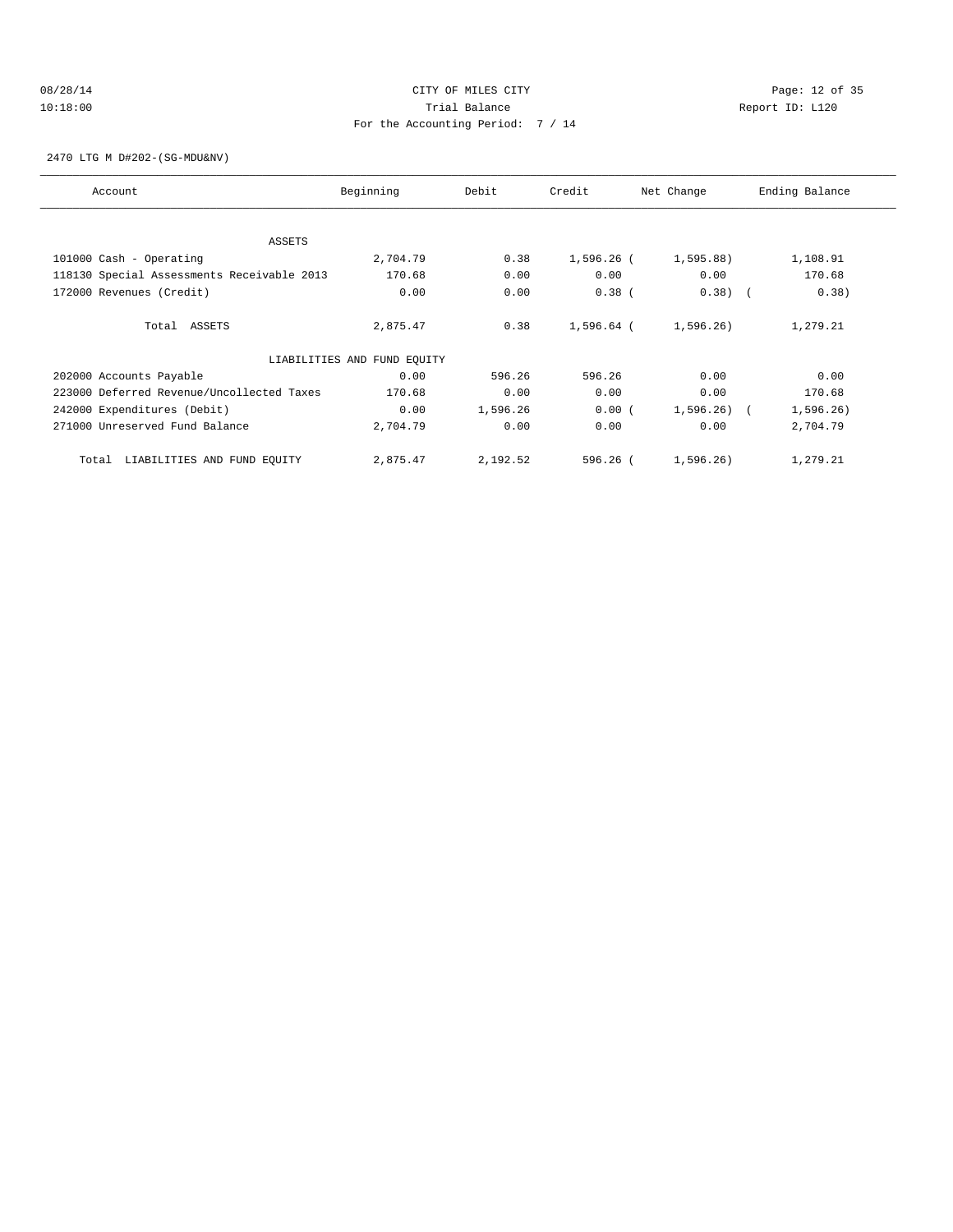CITY OF MILES CITY
Trial Balance
For the Accounting Period: 7 / 14

2470 LTG M D#202-(SG-MDU&NV)

| Account | Beginning | Debit | Credit | Net Change | Ending Balance |
|---|---|---|---|---|---|
| ASSETS | | | | | |
| 101000 Cash - Operating | 2,704.79 | 0.38 | 1,596.26 | ( 1,595.88) | 1,108.91 |
| 118130 Special Assessments Receivable 2013 | 170.68 | 0.00 | 0.00 | 0.00 | 170.68 |
| 172000 Revenues (Credit) | 0.00 | 0.00 | 0.38 | ( 0.38) | ( 0.38) |
| Total ASSETS | 2,875.47 | 0.38 | 1,596.64 | ( 1,596.26) | 1,279.21 |
| LIABILITIES AND FUND EQUITY | | | | | |
| 202000 Accounts Payable | 0.00 | 596.26 | 596.26 | 0.00 | 0.00 |
| 223000 Deferred Revenue/Uncollected Taxes | 170.68 | 0.00 | 0.00 | 0.00 | 170.68 |
| 242000 Expenditures (Debit) | 0.00 | 1,596.26 | 0.00 | ( 1,596.26) | ( 1,596.26) |
| 271000 Unreserved Fund Balance | 2,704.79 | 0.00 | 0.00 | 0.00 | 2,704.79 |
| Total LIABILITIES AND FUND EQUITY | 2,875.47 | 2,192.52 | 596.26 | ( 1,596.26) | 1,279.21 |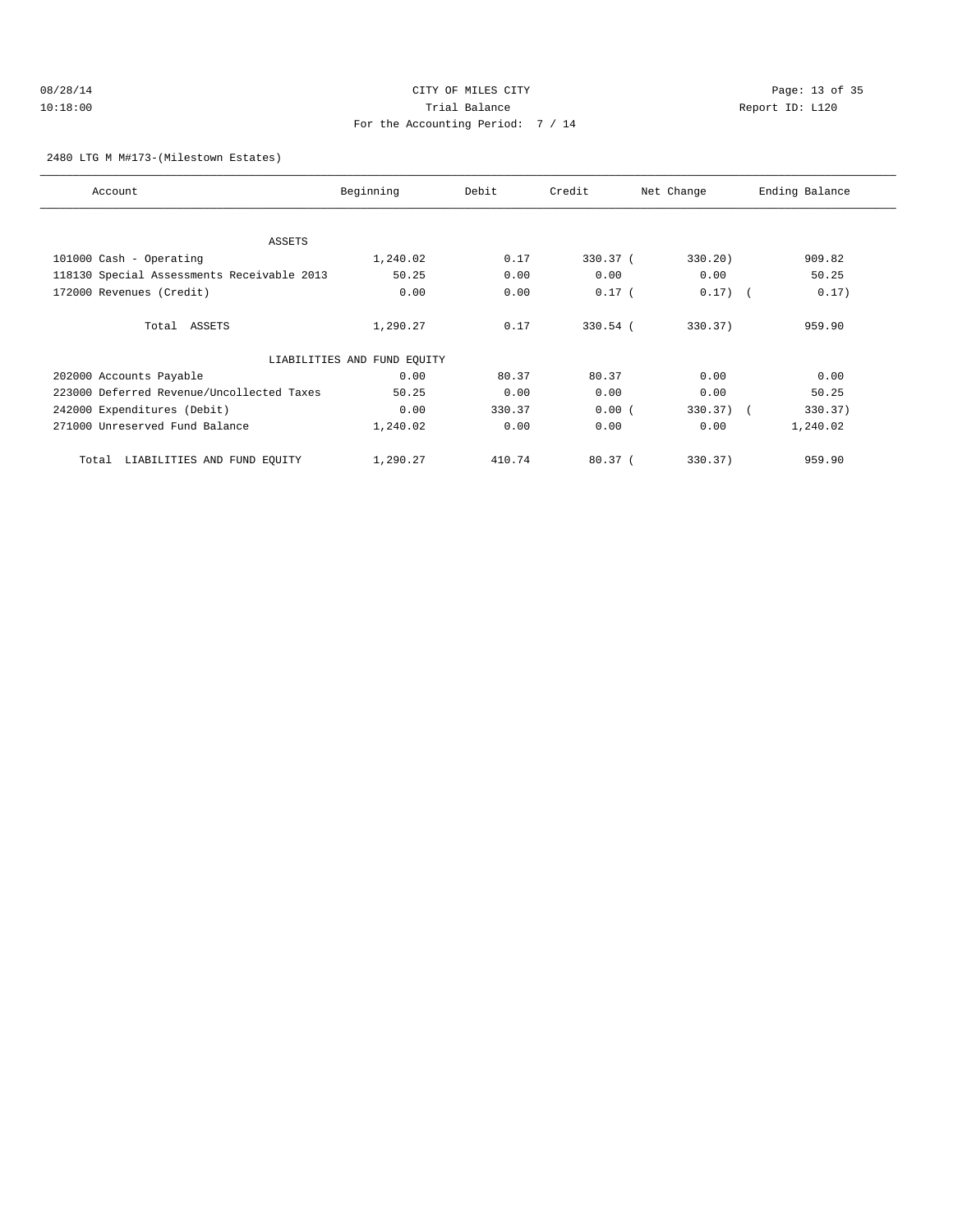CITY OF MILES CITY
Trial Balance
For the Accounting Period: 7 / 14

08/28/14
10:18:00

Report ID: L120

2480 LTG M M#173-(Milestown Estates)

| Account | Beginning | Debit | Credit | Net Change | Ending Balance |
|---|---|---|---|---|---|
| ASSETS | | | | | |
| 101000 Cash - Operating | 1,240.02 | 0.17 | 330.37 | (330.20) | 909.82 |
| 118130 Special Assessments Receivable 2013 | 50.25 | 0.00 | 0.00 | 0.00 | 50.25 |
| 172000 Revenues (Credit) | 0.00 | 0.00 | 0.17 | (0.17) | (0.17) |
| Total ASSETS | 1,290.27 | 0.17 | 330.54 | (330.37) | 959.90 |
| LIABILITIES AND FUND EQUITY | | | | | |
| 202000 Accounts Payable | 0.00 | 80.37 | 80.37 | 0.00 | 0.00 |
| 223000 Deferred Revenue/Uncollected Taxes | 50.25 | 0.00 | 0.00 | 0.00 | 50.25 |
| 242000 Expenditures (Debit) | 0.00 | 330.37 | 0.00 | (330.37) | (330.37) |
| 271000 Unreserved Fund Balance | 1,240.02 | 0.00 | 0.00 | 0.00 | 1,240.02 |
| Total LIABILITIES AND FUND EQUITY | 1,290.27 | 410.74 | 80.37 | (330.37) | 959.90 |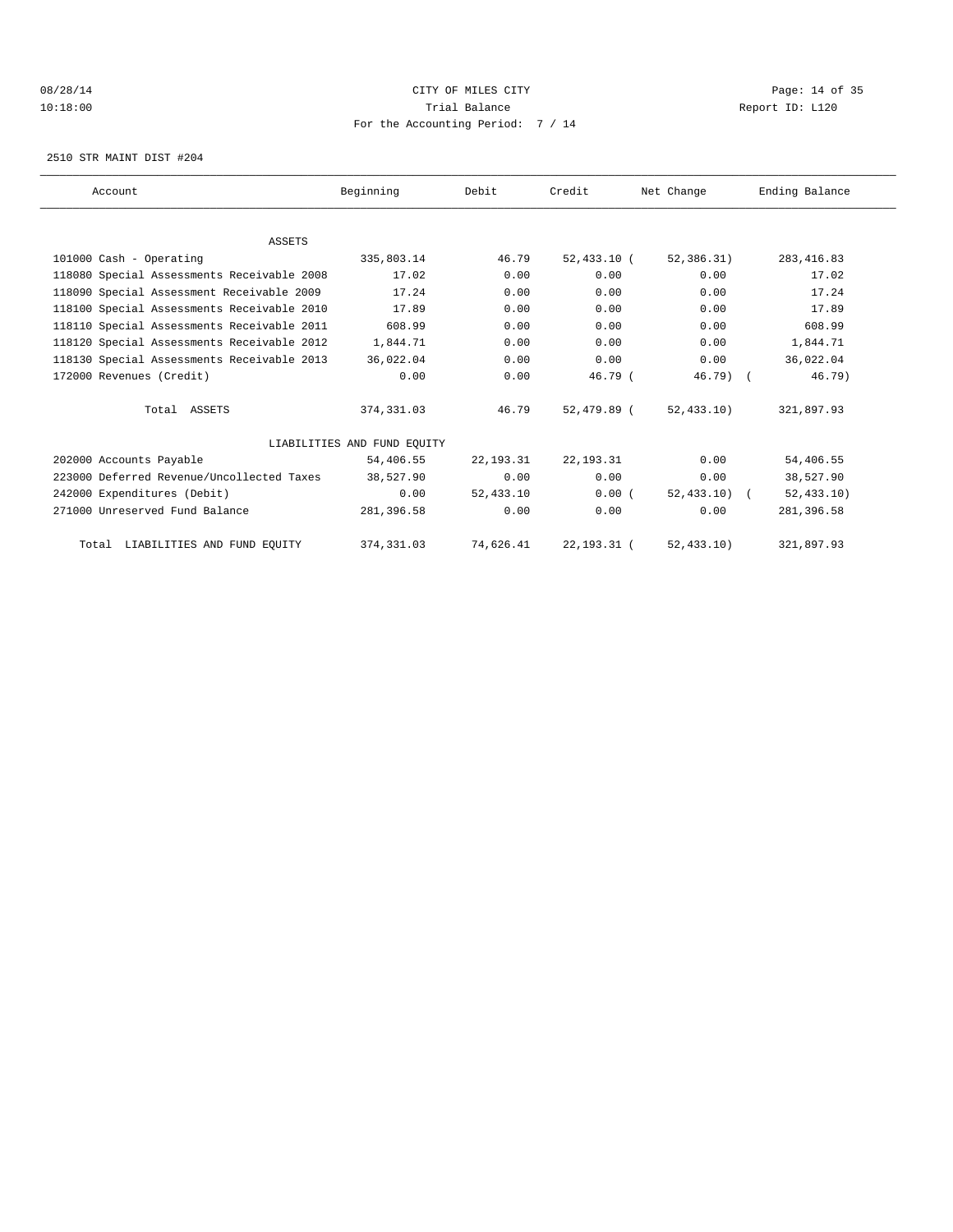08/28/14 CITY OF MILES CITY
10:18:00 Trial Balance Report ID: L120
For the Accounting Period: 7 / 14

2510 STR MAINT DIST #204

| Account | Beginning | Debit | Credit | Net Change | Ending Balance |
|---|---|---|---|---|---|
| ASSETS | | | | | |
| 101000 Cash - Operating | 335,803.14 | 46.79 | 52,433.10 | ( 52,386.31) | 283,416.83 |
| 118080 Special Assessments Receivable 2008 | 17.02 | 0.00 | 0.00 | 0.00 | 17.02 |
| 118090 Special Assessment Receivable 2009 | 17.24 | 0.00 | 0.00 | 0.00 | 17.24 |
| 118100 Special Assessments Receivable 2010 | 17.89 | 0.00 | 0.00 | 0.00 | 17.89 |
| 118110 Special Assessments Receivable 2011 | 608.99 | 0.00 | 0.00 | 0.00 | 608.99 |
| 118120 Special Assessments Receivable 2012 | 1,844.71 | 0.00 | 0.00 | 0.00 | 1,844.71 |
| 118130 Special Assessments Receivable 2013 | 36,022.04 | 0.00 | 0.00 | 0.00 | 36,022.04 |
| 172000 Revenues (Credit) | 0.00 | 0.00 | 46.79 | ( 46.79) | ( 46.79) |
| Total ASSETS | 374,331.03 | 46.79 | 52,479.89 | ( 52,433.10) | 321,897.93 |
| LIABILITIES AND FUND EQUITY | | | | | |
| 202000 Accounts Payable | 54,406.55 | 22,193.31 | 22,193.31 | 0.00 | 54,406.55 |
| 223000 Deferred Revenue/Uncollected Taxes | 38,527.90 | 0.00 | 0.00 | 0.00 | 38,527.90 |
| 242000 Expenditures (Debit) | 0.00 | 52,433.10 | 0.00 | ( 52,433.10) | ( 52,433.10) |
| 271000 Unreserved Fund Balance | 281,396.58 | 0.00 | 0.00 | 0.00 | 281,396.58 |
| Total LIABILITIES AND FUND EQUITY | 374,331.03 | 74,626.41 | 22,193.31 | ( 52,433.10) | 321,897.93 |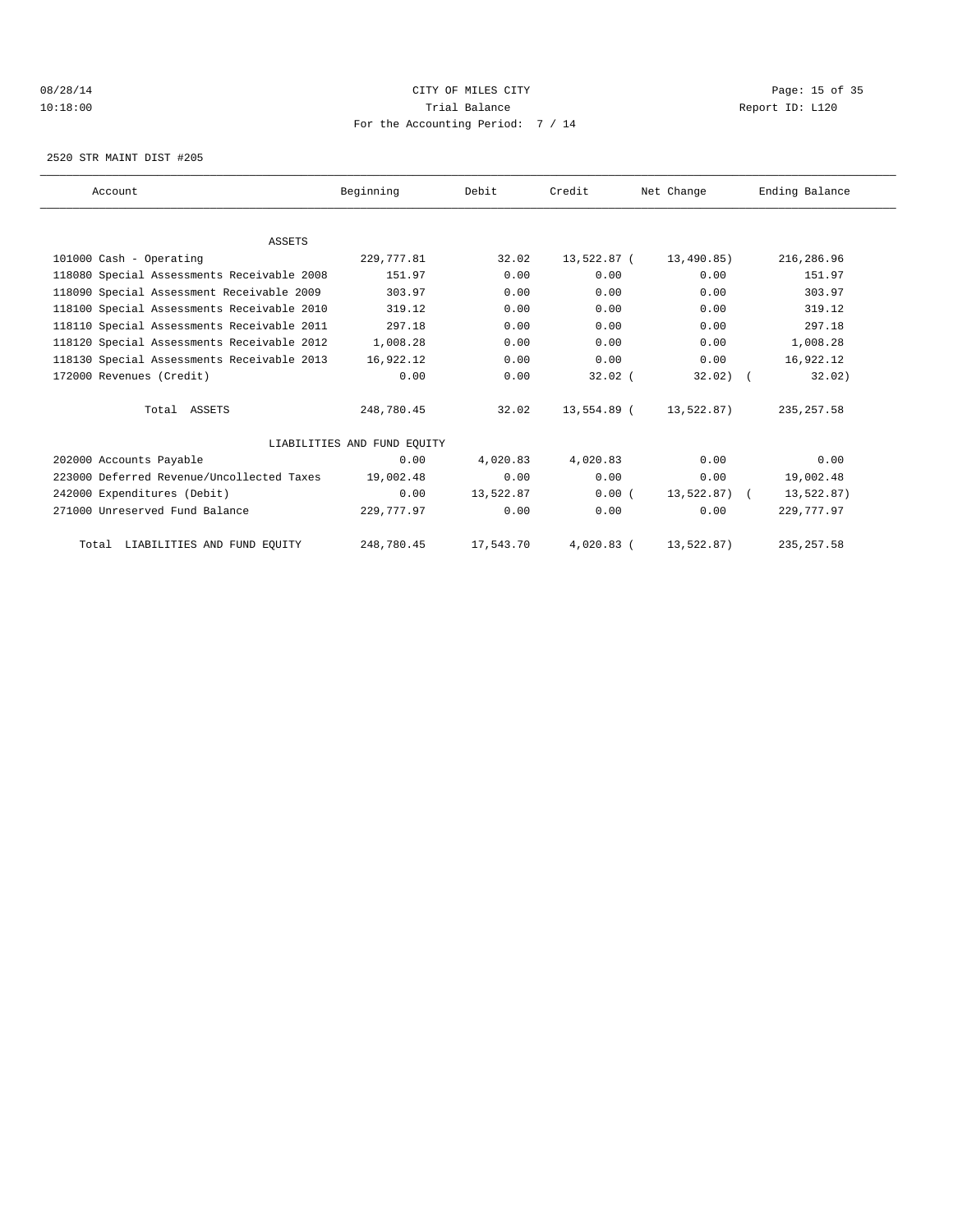CITY OF MILES CITY
Trial Balance
For the Accounting Period: 7 / 14

08/28/14
10:18:00

Report ID: L120

2520 STR MAINT DIST #205

| Account | Beginning | Debit | Credit | Net Change | Ending Balance |
|---|---|---|---|---|---|
| ASSETS | | | | | |
| 101000 Cash - Operating | 229,777.81 | 32.02 | 13,522.87 | ( 13,490.85) | 216,286.96 |
| 118080 Special Assessments Receivable 2008 | 151.97 | 0.00 | 0.00 | 0.00 | 151.97 |
| 118090 Special Assessment Receivable 2009 | 303.97 | 0.00 | 0.00 | 0.00 | 303.97 |
| 118100 Special Assessments Receivable 2010 | 319.12 | 0.00 | 0.00 | 0.00 | 319.12 |
| 118110 Special Assessments Receivable 2011 | 297.18 | 0.00 | 0.00 | 0.00 | 297.18 |
| 118120 Special Assessments Receivable 2012 | 1,008.28 | 0.00 | 0.00 | 0.00 | 1,008.28 |
| 118130 Special Assessments Receivable 2013 | 16,922.12 | 0.00 | 0.00 | 0.00 | 16,922.12 |
| 172000 Revenues (Credit) | 0.00 | 0.00 | 32.02 | ( 32.02) | ( 32.02) |
| Total ASSETS | 248,780.45 | 32.02 | 13,554.89 | ( 13,522.87) | 235,257.58 |
| LIABILITIES AND FUND EQUITY | | | | | |
| 202000 Accounts Payable | 0.00 | 4,020.83 | 4,020.83 | 0.00 | 0.00 |
| 223000 Deferred Revenue/Uncollected Taxes | 19,002.48 | 0.00 | 0.00 | 0.00 | 19,002.48 |
| 242000 Expenditures (Debit) | 0.00 | 13,522.87 | 0.00 | ( 13,522.87) | ( 13,522.87) |
| 271000 Unreserved Fund Balance | 229,777.97 | 0.00 | 0.00 | 0.00 | 229,777.97 |
| Total LIABILITIES AND FUND EQUITY | 248,780.45 | 17,543.70 | 4,020.83 | ( 13,522.87) | 235,257.58 |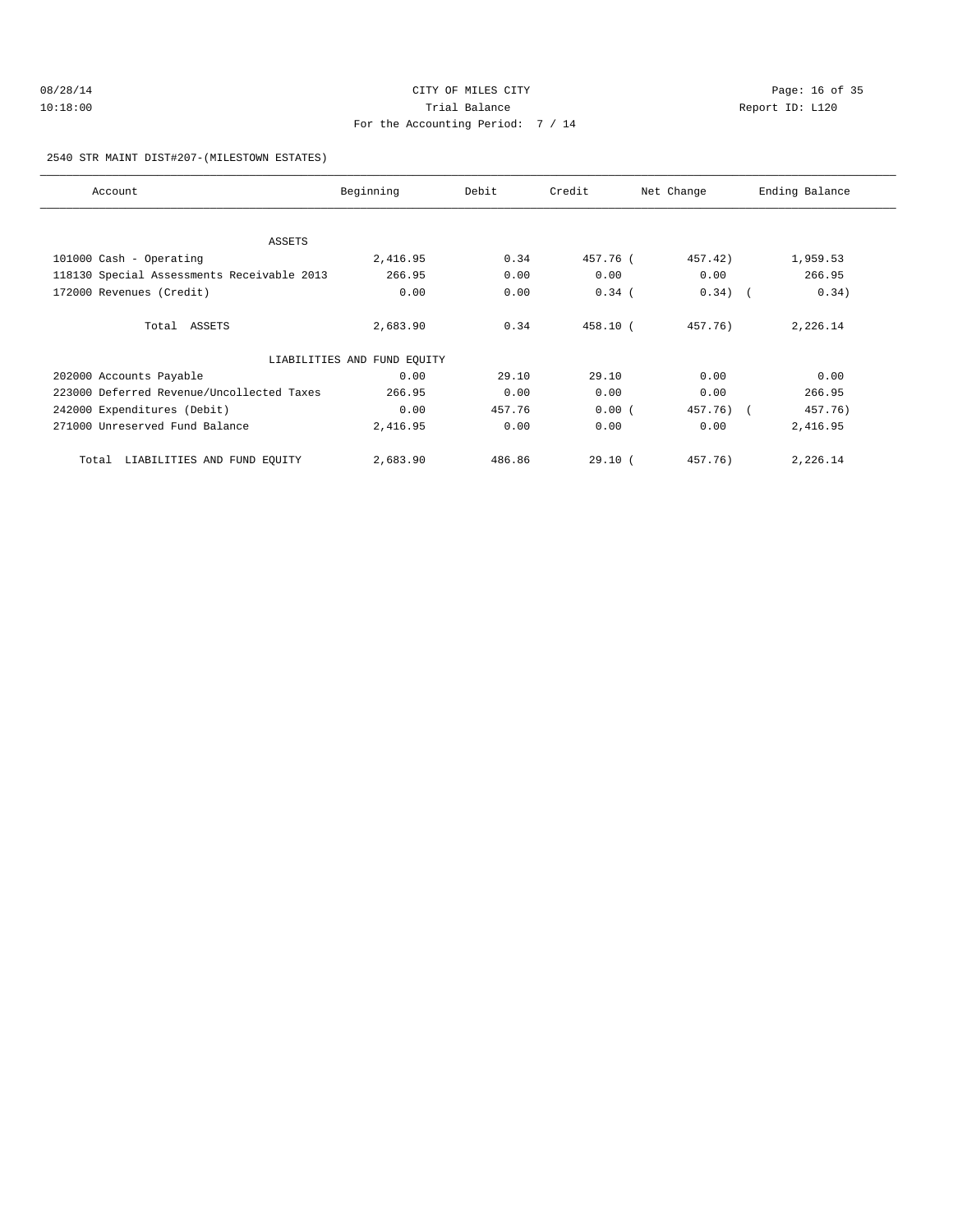CITY OF MILES CITY
Trial Balance
For the Accounting Period: 7 / 14

08/28/14
10:18:00

Report ID: L120

2540 STR MAINT DIST#207-(MILESTOWN ESTATES)

| Account | Beginning | Debit | Credit | Net Change | Ending Balance |
|---|---|---|---|---|---|
| ASSETS | | | | | |
| 101000 Cash - Operating | 2,416.95 | 0.34 | 457.76 | ( 457.42) | 1,959.53 |
| 118130 Special Assessments Receivable 2013 | 266.95 | 0.00 | 0.00 | 0.00 | 266.95 |
| 172000 Revenues (Credit) | 0.00 | 0.00 | 0.34 | ( 0.34) | ( 0.34) |
| Total ASSETS | 2,683.90 | 0.34 | 458.10 | ( 457.76) | 2,226.14 |
| LIABILITIES AND FUND EQUITY | | | | | |
| 202000 Accounts Payable | 0.00 | 29.10 | 29.10 | 0.00 | 0.00 |
| 223000 Deferred Revenue/Uncollected Taxes | 266.95 | 0.00 | 0.00 | 0.00 | 266.95 |
| 242000 Expenditures (Debit) | 0.00 | 457.76 | 0.00 | ( 457.76) | ( 457.76) |
| 271000 Unreserved Fund Balance | 2,416.95 | 0.00 | 0.00 | 0.00 | 2,416.95 |
| Total LIABILITIES AND FUND EQUITY | 2,683.90 | 486.86 | 29.10 | ( 457.76) | 2,226.14 |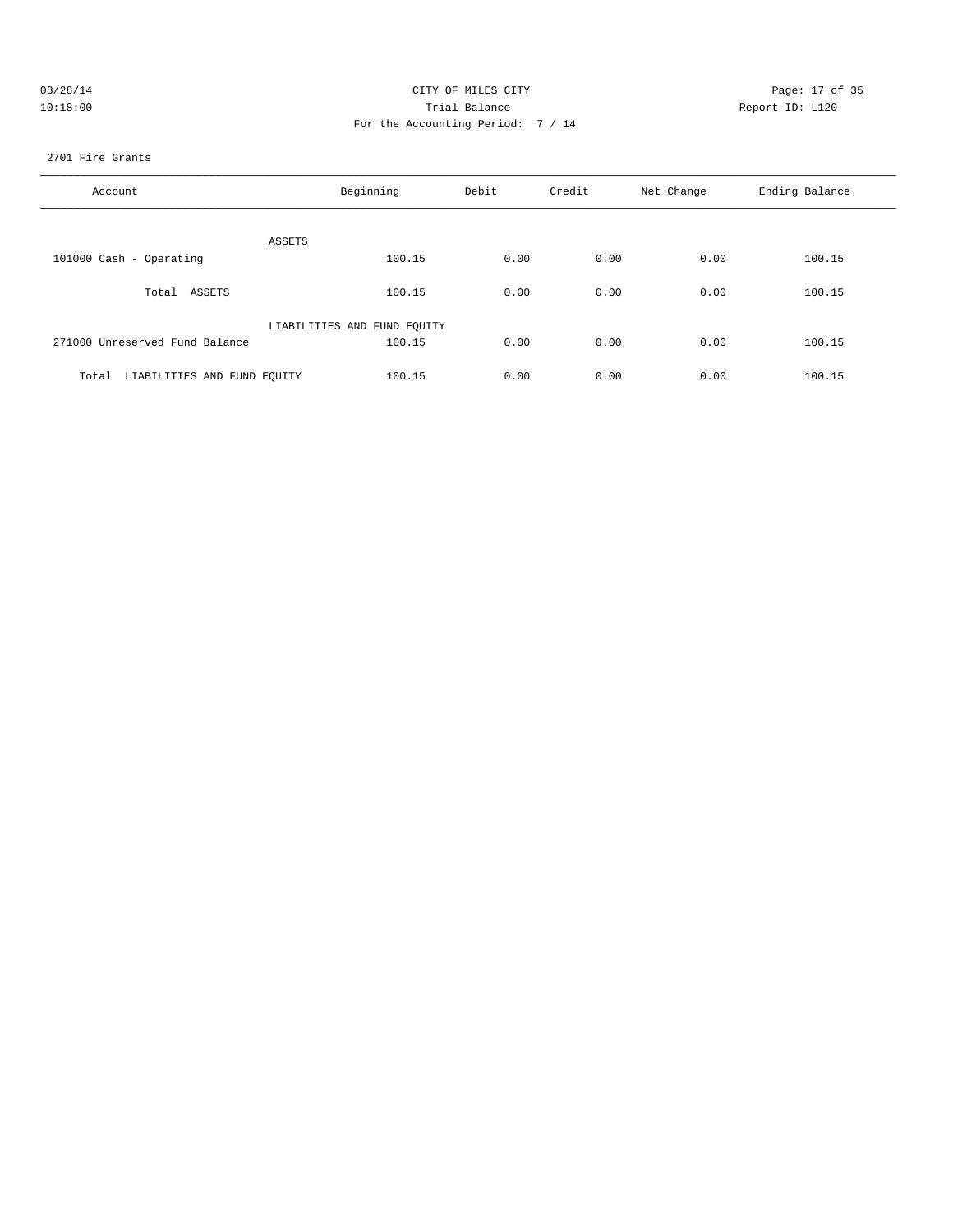CITY OF MILES CITY

Trial Balance

For the Accounting Period: 7 / 14

08/28/14 10:18:00

Report ID: L120

2701 Fire Grants

| Account | Beginning | Debit | Credit | Net Change | Ending Balance |
|---|---|---|---|---|---|
| ASSETS | | | | | |
| 101000 Cash - Operating | 100.15 | 0.00 | 0.00 | 0.00 | 100.15 |
| Total ASSETS | 100.15 | 0.00 | 0.00 | 0.00 | 100.15 |
| LIABILITIES AND FUND EQUITY | | | | | |
| 271000 Unreserved Fund Balance | 100.15 | 0.00 | 0.00 | 0.00 | 100.15 |
| Total LIABILITIES AND FUND EQUITY | 100.15 | 0.00 | 0.00 | 0.00 | 100.15 |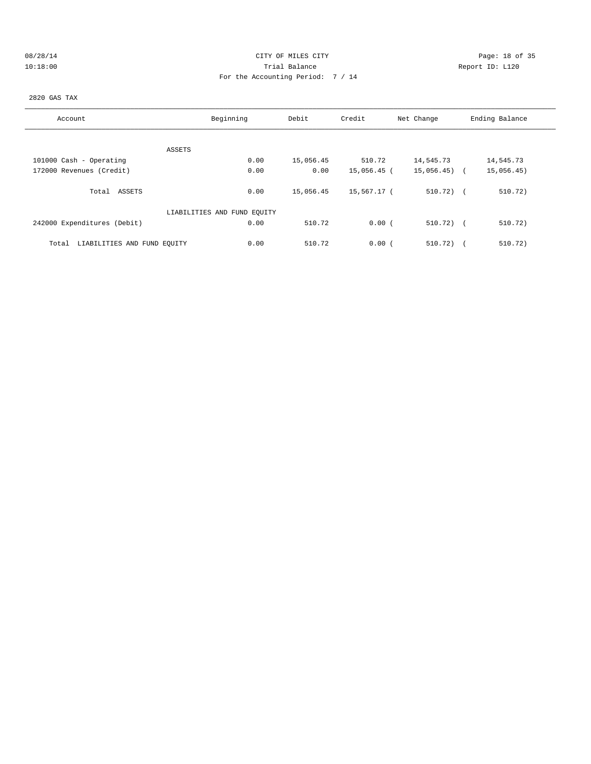CITY OF MILES CITY
Trial Balance
For the Accounting Period: 7 / 14

08/28/14
10:18:00

Report ID: L120

2820 GAS TAX

| Account | Beginning | Debit | Credit | Net Change | Ending Balance |
|---|---|---|---|---|---|
| ASSETS | | | | | |
| 101000 Cash - Operating | 0.00 | 15,056.45 | 510.72 | 14,545.73 | 14,545.73 |
| 172000 Revenues (Credit) | 0.00 | 0.00 | 15,056.45 | ( 15,056.45) | ( 15,056.45) |
| Total ASSETS | 0.00 | 15,056.45 | 15,567.17 | ( 510.72) | ( 510.72) |
| LIABILITIES AND FUND EQUITY | | | | | |
| 242000 Expenditures (Debit) | 0.00 | 510.72 | 0.00 | ( 510.72) | ( 510.72) |
| Total LIABILITIES AND FUND EQUITY | 0.00 | 510.72 | 0.00 | ( 510.72) | ( 510.72) |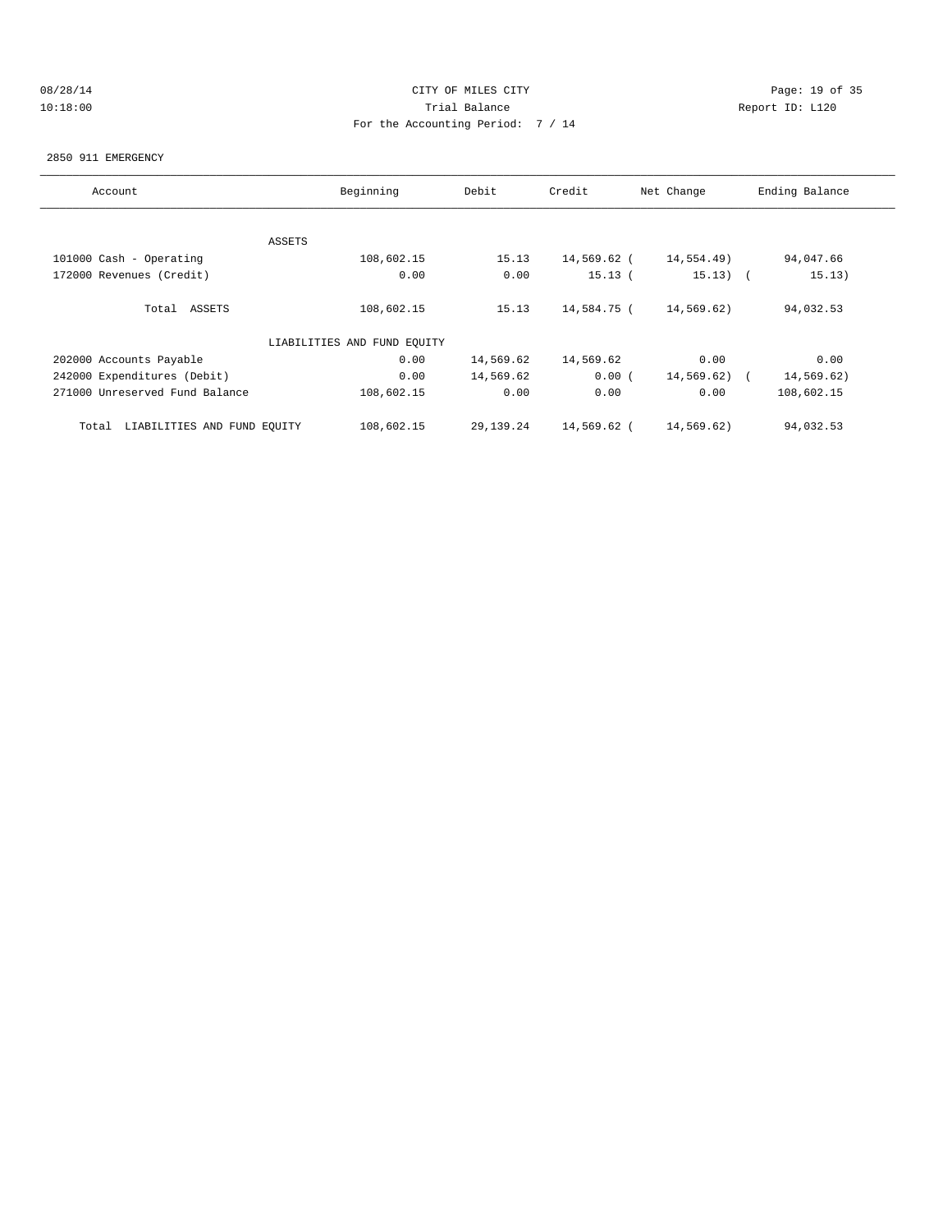CITY OF MILES CITY

Trial Balance

For the Accounting Period: 7 / 14

2850 911 EMERGENCY

| Account | Beginning | Debit | Credit | Net Change | Ending Balance |
|---|---|---|---|---|---|
| ASSETS | | | | | |
| 101000 Cash - Operating | 108,602.15 | 15.13 | 14,569.62 | ( 14,554.49) | 94,047.66 |
| 172000 Revenues (Credit) | 0.00 | 0.00 | 15.13 | ( 15.13) | ( 15.13) |
| Total ASSETS | 108,602.15 | 15.13 | 14,584.75 | ( 14,569.62) | 94,032.53 |
| LIABILITIES AND FUND EQUITY | | | | | |
| 202000 Accounts Payable | 0.00 | 14,569.62 | 14,569.62 | 0.00 | 0.00 |
| 242000 Expenditures (Debit) | 0.00 | 14,569.62 | 0.00 | ( 14,569.62) | ( 14,569.62) |
| 271000 Unreserved Fund Balance | 108,602.15 | 0.00 | 0.00 | 0.00 | 108,602.15 |
| Total LIABILITIES AND FUND EQUITY | 108,602.15 | 29,139.24 | 14,569.62 | ( 14,569.62) | 94,032.53 |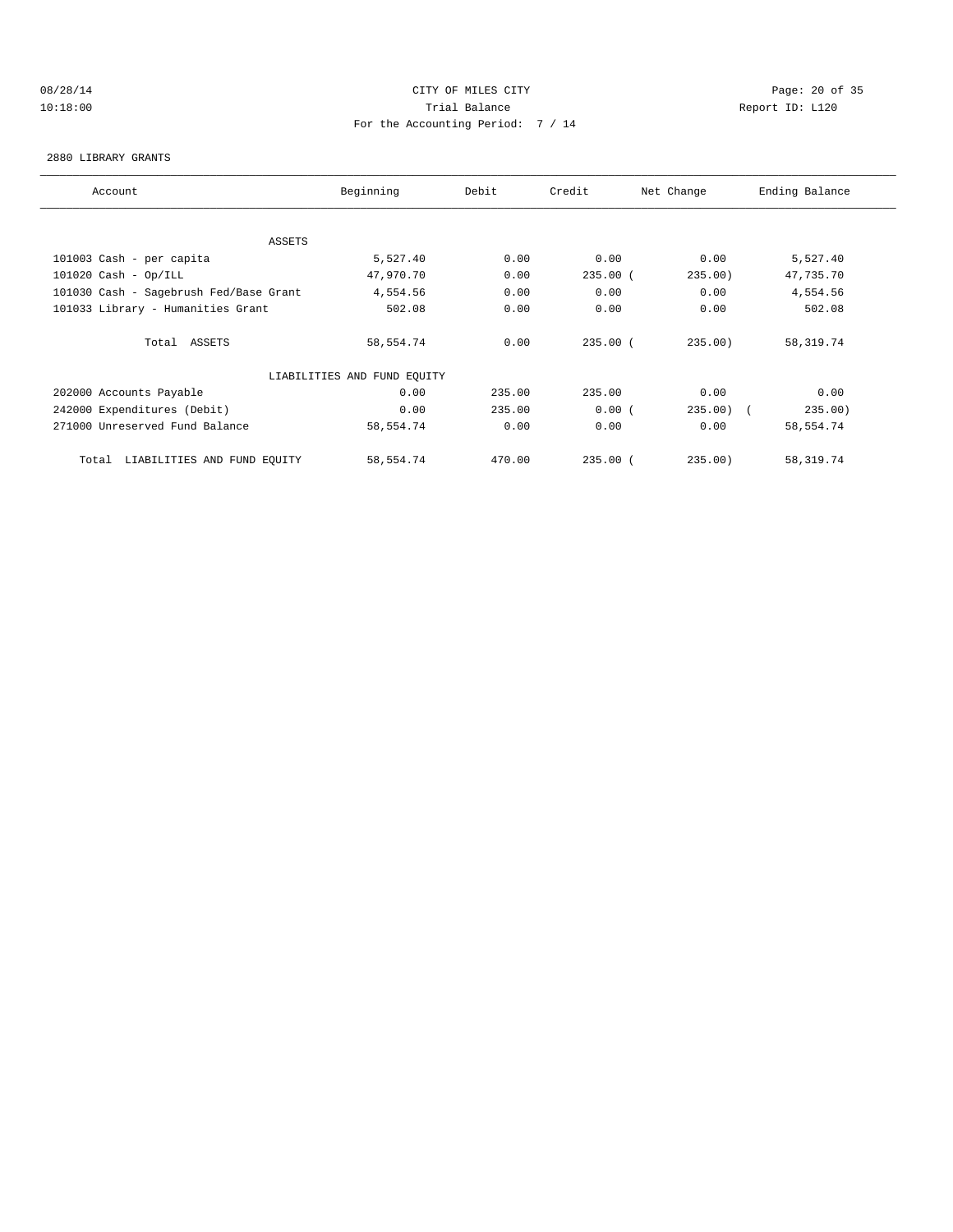CITY OF MILES CITY

Trial Balance

For the Accounting Period: 7 / 14

08/28/14 10:18:00 Report ID: L120

2880 LIBRARY GRANTS

| Account | Beginning | Debit | Credit | Net Change | Ending Balance |
|---|---|---|---|---|---|
| ASSETS | | | | | |
| 101003 Cash - per capita | 5,527.40 | 0.00 | 0.00 | 0.00 | 5,527.40 |
| 101020 Cash - Op/ILL | 47,970.70 | 0.00 | 235.00 | (235.00) | 47,735.70 |
| 101030 Cash - Sagebrush Fed/Base Grant | 4,554.56 | 0.00 | 0.00 | 0.00 | 4,554.56 |
| 101033 Library - Humanities Grant | 502.08 | 0.00 | 0.00 | 0.00 | 502.08 |
| Total ASSETS | 58,554.74 | 0.00 | 235.00 | (235.00) | 58,319.74 |
| LIABILITIES AND FUND EQUITY | | | | | |
| 202000 Accounts Payable | 0.00 | 235.00 | 235.00 | 0.00 | 0.00 |
| 242000 Expenditures (Debit) | 0.00 | 235.00 | 0.00 | (235.00) | (235.00) |
| 271000 Unreserved Fund Balance | 58,554.74 | 0.00 | 0.00 | 0.00 | 58,554.74 |
| Total LIABILITIES AND FUND EQUITY | 58,554.74 | 470.00 | 235.00 | (235.00) | 58,319.74 |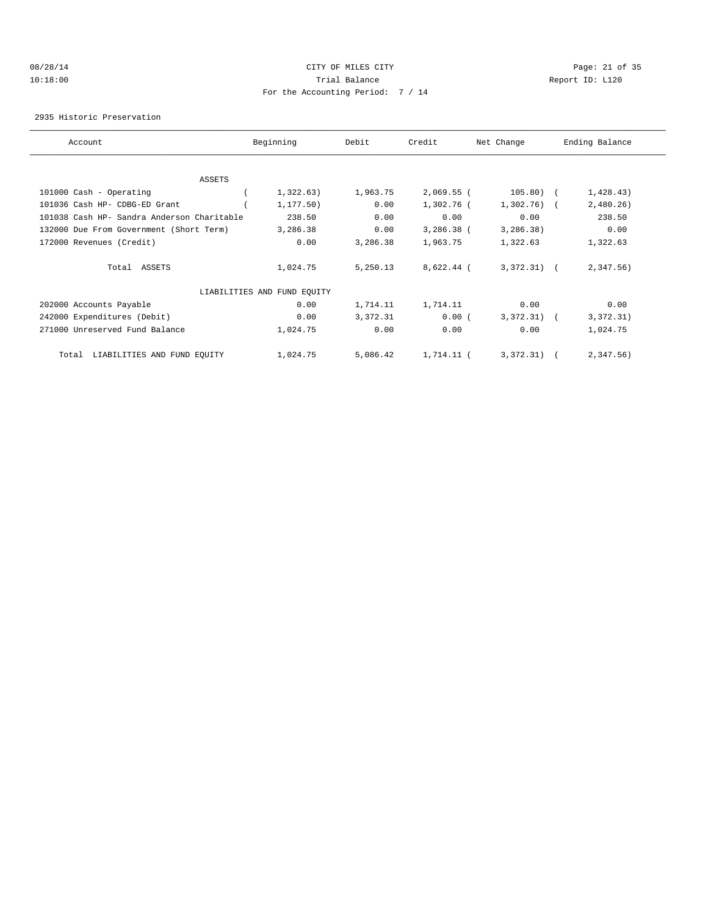CITY OF MILES CITY

Trial Balance

For the Accounting Period: 7 / 14

08/28/14 10:18:00 Report ID: L120

2935 Historic Preservation

| Account | Beginning | Debit | Credit | Net Change | Ending Balance |
|---|---|---|---|---|---|
| ASSETS | | | | | |
| 101000 Cash - Operating | ( 1,322.63) | 1,963.75 | 2,069.55 | ( 105.80) | ( 1,428.43) |
| 101036 Cash HP- CDBG-ED Grant | ( 1,177.50) | 0.00 | 1,302.76 | ( 1,302.76) | ( 2,480.26) |
| 101038 Cash HP- Sandra Anderson Charitable | 238.50 | 0.00 | 0.00 | 0.00 | 238.50 |
| 132000 Due From Government (Short Term) | 3,286.38 | 0.00 | 3,286.38 | ( 3,286.38) | 0.00 |
| 172000 Revenues (Credit) | 0.00 | 3,286.38 | 1,963.75 | 1,322.63 | 1,322.63 |
| Total ASSETS | 1,024.75 | 5,250.13 | 8,622.44 | ( 3,372.31) | ( 2,347.56) |
| LIABILITIES AND FUND EQUITY | | | | | |
| 202000 Accounts Payable | 0.00 | 1,714.11 | 1,714.11 | 0.00 | 0.00 |
| 242000 Expenditures (Debit) | 0.00 | 3,372.31 | 0.00 | ( 3,372.31) | ( 3,372.31) |
| 271000 Unreserved Fund Balance | 1,024.75 | 0.00 | 0.00 | 0.00 | 1,024.75 |
| Total LIABILITIES AND FUND EQUITY | 1,024.75 | 5,086.42 | 1,714.11 | ( 3,372.31) | ( 2,347.56) |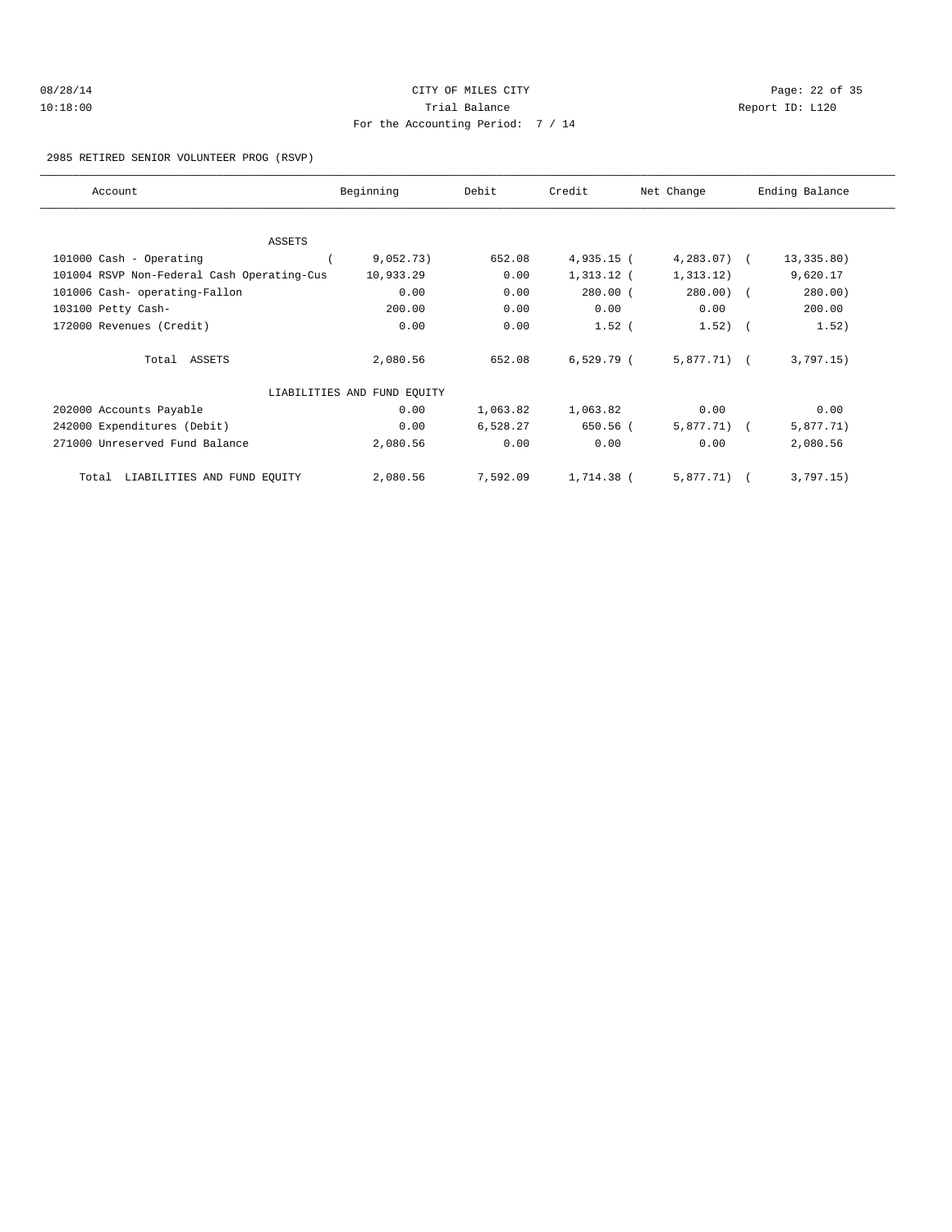CITY OF MILES CITY

Trial Balance

For the Accounting Period: 7 / 14

2985 RETIRED SENIOR VOLUNTEER PROG (RSVP)

| Account | Beginning | Debit | Credit | Net Change | Ending Balance |
|---|---|---|---|---|---|
| ASSETS | | | | | |
| 101000 Cash - Operating | ( 9,052.73) | 652.08 | 4,935.15 | ( 4,283.07) | ( 13,335.80) |
| 101004 RSVP Non-Federal Cash Operating-Cus | 10,933.29 | 0.00 | 1,313.12 | ( 1,313.12) | 9,620.17 |
| 101006 Cash- operating-Fallon | 0.00 | 0.00 | 280.00 | ( 280.00) | ( 280.00) |
| 103100 Petty Cash- | 200.00 | 0.00 | 0.00 | 0.00 | 200.00 |
| 172000 Revenues (Credit) | 0.00 | 0.00 | 1.52 | ( 1.52) | ( 1.52) |
| Total ASSETS | 2,080.56 | 652.08 | 6,529.79 | ( 5,877.71) | ( 3,797.15) |
| LIABILITIES AND FUND EQUITY | | | | | |
| 202000 Accounts Payable | 0.00 | 1,063.82 | 1,063.82 | 0.00 | 0.00 |
| 242000 Expenditures (Debit) | 0.00 | 6,528.27 | 650.56 | ( 5,877.71) | ( 5,877.71) |
| 271000 Unreserved Fund Balance | 2,080.56 | 0.00 | 0.00 | 0.00 | 2,080.56 |
| Total LIABILITIES AND FUND EQUITY | 2,080.56 | 7,592.09 | 1,714.38 | ( 5,877.71) | ( 3,797.15) |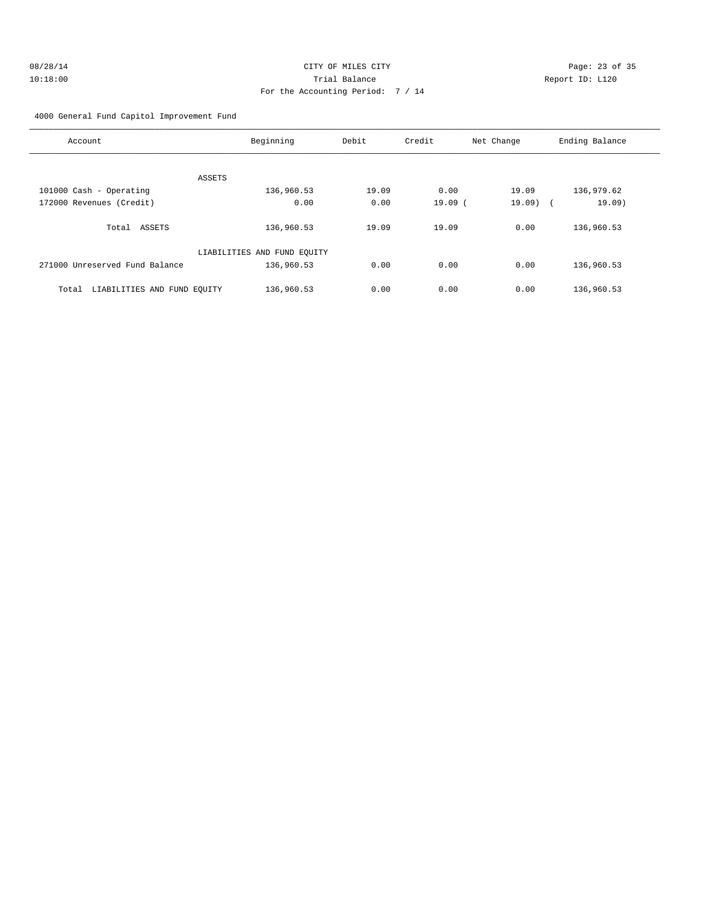CITY OF MILES CITY

Trial Balance

For the Accounting Period: 7 / 14

08/28/14 10:18:00

Report ID: L120

4000 General Fund Capitol Improvement Fund

| Account | Beginning | Debit | Credit | Net Change | Ending Balance |
|---|---|---|---|---|---|
| ASSETS | | | | | |
| 101000 Cash - Operating | 136,960.53 | 19.09 | 0.00 | 19.09 | 136,979.62 |
| 172000 Revenues (Credit) | 0.00 | 0.00 | 19.09 | ( 19.09) | ( 19.09) |
| Total ASSETS | 136,960.53 | 19.09 | 19.09 | 0.00 | 136,960.53 |
| LIABILITIES AND FUND EQUITY | | | | | |
| 271000 Unreserved Fund Balance | 136,960.53 | 0.00 | 0.00 | 0.00 | 136,960.53 |
| Total LIABILITIES AND FUND EQUITY | 136,960.53 | 0.00 | 0.00 | 0.00 | 136,960.53 |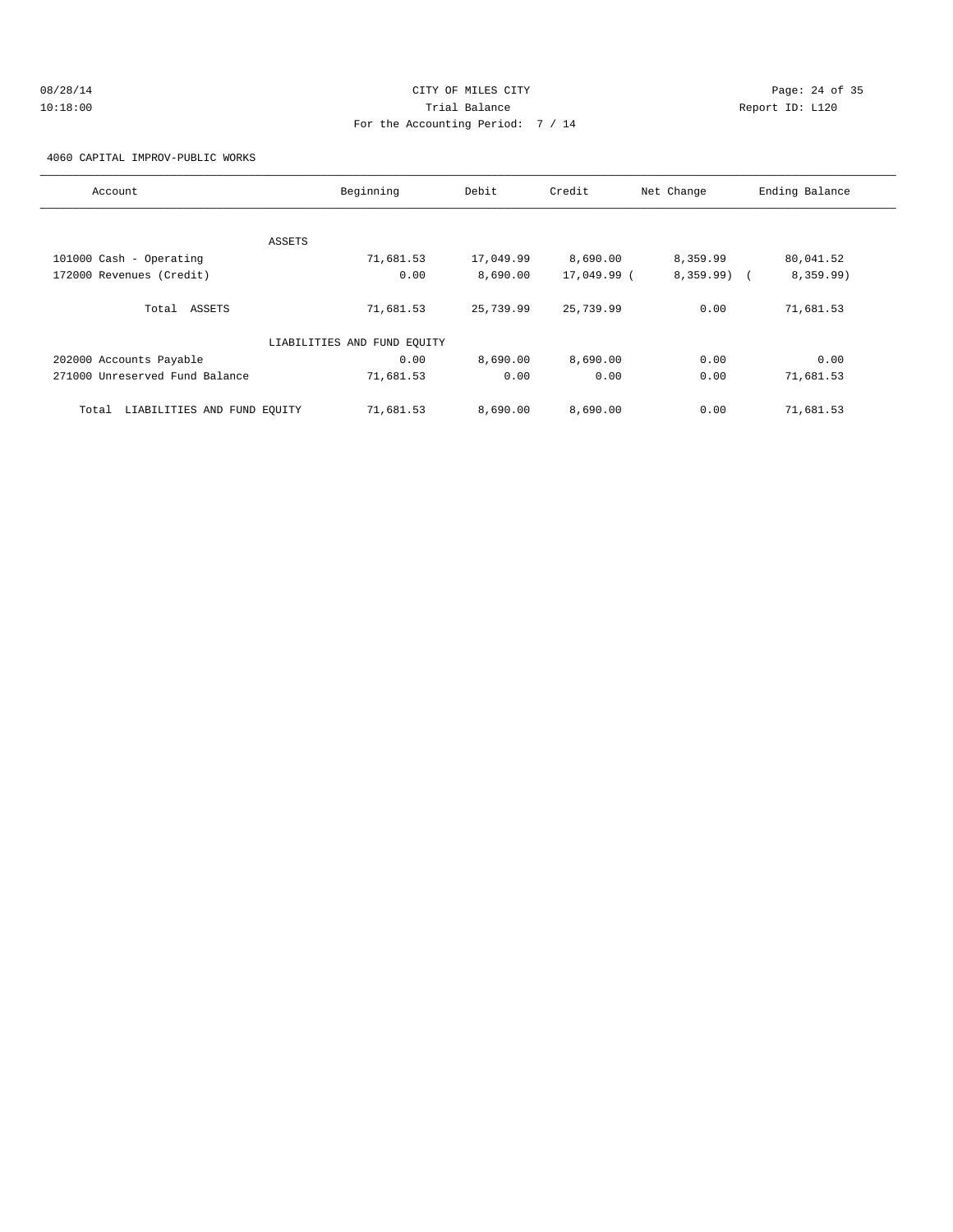CITY OF MILES CITY
Trial Balance
For the Accounting Period: 7 / 14

08/28/14
10:18:00

Report ID: L120

4060 CAPITAL IMPROV-PUBLIC WORKS

| Account | Beginning | Debit | Credit | Net Change | Ending Balance |
|---|---|---|---|---|---|
| ASSETS | | | | | |
| 101000 Cash - Operating | 71,681.53 | 17,049.99 | 8,690.00 | 8,359.99 | 80,041.52 |
| 172000 Revenues (Credit) | 0.00 | 8,690.00 | 17,049.99 | ( 8,359.99) | ( 8,359.99) |
| Total ASSETS | 71,681.53 | 25,739.99 | 25,739.99 | 0.00 | 71,681.53 |
| LIABILITIES AND FUND EQUITY | | | | | |
| 202000 Accounts Payable | 0.00 | 8,690.00 | 8,690.00 | 0.00 | 0.00 |
| 271000 Unreserved Fund Balance | 71,681.53 | 0.00 | 0.00 | 0.00 | 71,681.53 |
| Total LIABILITIES AND FUND EQUITY | 71,681.53 | 8,690.00 | 8,690.00 | 0.00 | 71,681.53 |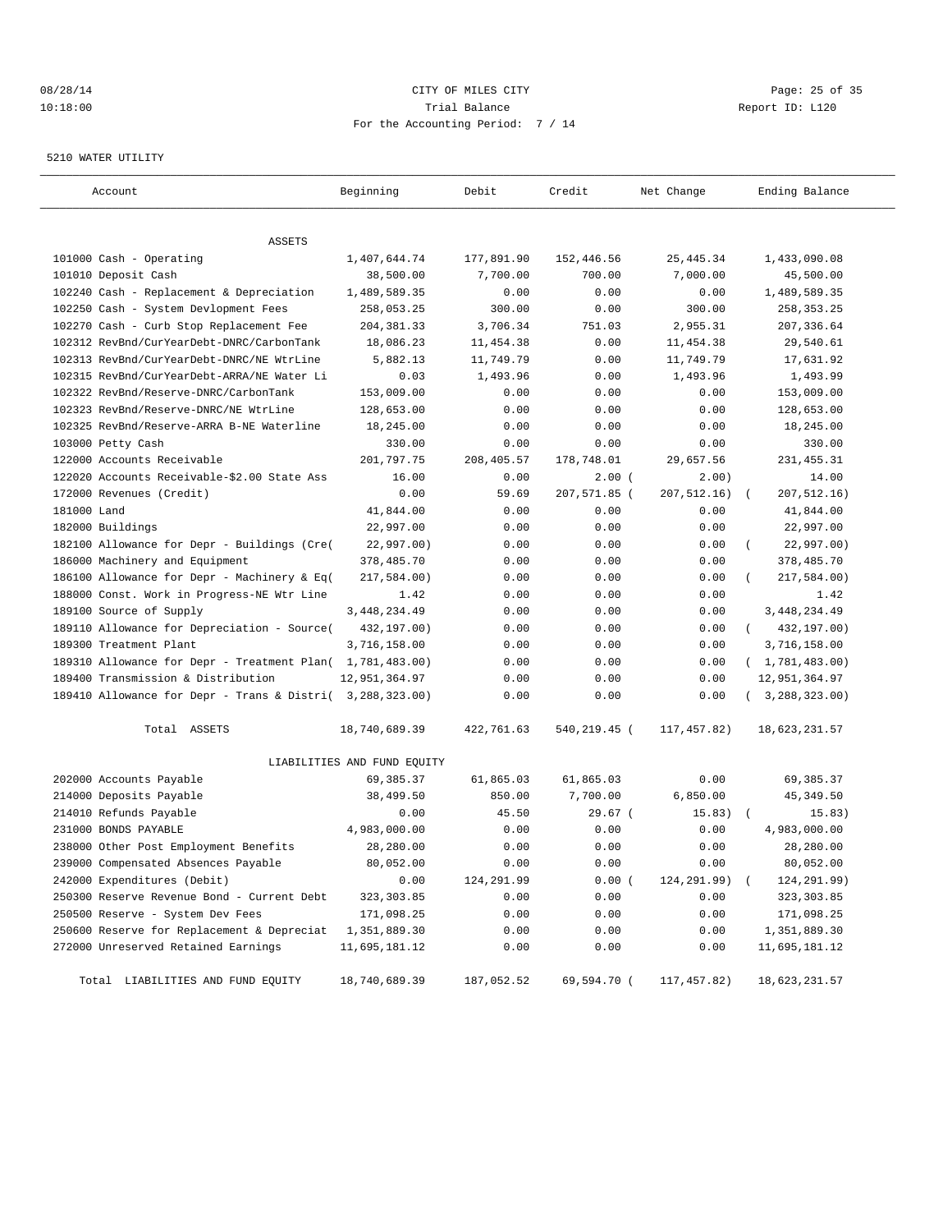08/28/14 CITY OF MILES CITY
10:18:00 Trial Balance Report ID: L120
For the Accounting Period: 7 / 14

5210 WATER UTILITY

| Account | Beginning | Debit | Credit | Net Change | Ending Balance |
|---|---|---|---|---|---|
| ASSETS | | | | | |
| 101000 Cash - Operating | 1,407,644.74 | 177,891.90 | 152,446.56 | 25,445.34 | 1,433,090.08 |
| 101010 Deposit Cash | 38,500.00 | 7,700.00 | 700.00 | 7,000.00 | 45,500.00 |
| 102240 Cash - Replacement & Depreciation | 1,489,589.35 | 0.00 | 0.00 | 0.00 | 1,489,589.35 |
| 102250 Cash - System Devlopment Fees | 258,053.25 | 300.00 | 0.00 | 300.00 | 258,353.25 |
| 102270 Cash - Curb Stop Replacement Fee | 204,381.33 | 3,706.34 | 751.03 | 2,955.31 | 207,336.64 |
| 102312 RevBnd/CurYearDebt-DNRC/CarbonTank | 18,086.23 | 11,454.38 | 0.00 | 11,454.38 | 29,540.61 |
| 102313 RevBnd/CurYearDebt-DNRC/NE WtrLine | 5,882.13 | 11,749.79 | 0.00 | 11,749.79 | 17,631.92 |
| 102315 RevBnd/CurYearDebt-ARRA/NE Water Li | 0.03 | 1,493.96 | 0.00 | 1,493.96 | 1,493.99 |
| 102322 RevBnd/Reserve-DNRC/CarbonTank | 153,009.00 | 0.00 | 0.00 | 0.00 | 153,009.00 |
| 102323 RevBnd/Reserve-DNRC/NE WtrLine | 128,653.00 | 0.00 | 0.00 | 0.00 | 128,653.00 |
| 102325 RevBnd/Reserve-ARRA B-NE Waterline | 18,245.00 | 0.00 | 0.00 | 0.00 | 18,245.00 |
| 103000 Petty Cash | 330.00 | 0.00 | 0.00 | 0.00 | 330.00 |
| 122000 Accounts Receivable | 201,797.75 | 208,405.57 | 178,748.01 | 29,657.56 | 231,455.31 |
| 122020 Accounts Receivable-$2.00 State Ass | 16.00 | 0.00 | 2.00 | ( 2.00) | 14.00 |
| 172000 Revenues (Credit) | 0.00 | 59.69 | 207,571.85 | ( 207,512.16) | ( 207,512.16) |
| 181000 Land | 41,844.00 | 0.00 | 0.00 | 0.00 | 41,844.00 |
| 182000 Buildings | 22,997.00 | 0.00 | 0.00 | 0.00 | 22,997.00 |
| 182100 Allowance for Depr - Buildings (Cre( | 22,997.00) | 0.00 | 0.00 | 0.00 | ( 22,997.00) |
| 186000 Machinery and Equipment | 378,485.70 | 0.00 | 0.00 | 0.00 | 378,485.70 |
| 186100 Allowance for Depr - Machinery & Eq( | 217,584.00) | 0.00 | 0.00 | 0.00 | ( 217,584.00) |
| 188000 Const. Work in Progress-NE Wtr Line | 1.42 | 0.00 | 0.00 | 0.00 | 1.42 |
| 189100 Source of Supply | 3,448,234.49 | 0.00 | 0.00 | 0.00 | 3,448,234.49 |
| 189110 Allowance for Depreciation - Source( | 432,197.00) | 0.00 | 0.00 | 0.00 | ( 432,197.00) |
| 189300 Treatment Plant | 3,716,158.00 | 0.00 | 0.00 | 0.00 | 3,716,158.00 |
| 189310 Allowance for Depr - Treatment Plan( | 1,781,483.00) | 0.00 | 0.00 | 0.00 | ( 1,781,483.00) |
| 189400 Transmission & Distribution | 12,951,364.97 | 0.00 | 0.00 | 0.00 | 12,951,364.97 |
| 189410 Allowance for Depr - Trans & Distri( | 3,288,323.00) | 0.00 | 0.00 | 0.00 | ( 3,288,323.00) |
| Total ASSETS | 18,740,689.39 | 422,761.63 | 540,219.45 | ( 117,457.82) | 18,623,231.57 |
| LIABILITIES AND FUND EQUITY | | | | | |
| 202000 Accounts Payable | 69,385.37 | 61,865.03 | 61,865.03 | 0.00 | 69,385.37 |
| 214000 Deposits Payable | 38,499.50 | 850.00 | 7,700.00 | 6,850.00 | 45,349.50 |
| 214010 Refunds Payable | 0.00 | 45.50 | 29.67 | ( 15.83) | ( 15.83) |
| 231000 BONDS PAYABLE | 4,983,000.00 | 0.00 | 0.00 | 0.00 | 4,983,000.00 |
| 238000 Other Post Employment Benefits | 28,280.00 | 0.00 | 0.00 | 0.00 | 28,280.00 |
| 239000 Compensated Absences Payable | 80,052.00 | 0.00 | 0.00 | 0.00 | 80,052.00 |
| 242000 Expenditures (Debit) | 0.00 | 124,291.99 | 0.00 | ( 124,291.99) | ( 124,291.99) |
| 250300 Reserve Revenue Bond - Current Debt | 323,303.85 | 0.00 | 0.00 | 0.00 | 323,303.85 |
| 250500 Reserve - System Dev Fees | 171,098.25 | 0.00 | 0.00 | 0.00 | 171,098.25 |
| 250600 Reserve for Replacement & Depreciat | 1,351,889.30 | 0.00 | 0.00 | 0.00 | 1,351,889.30 |
| 272000 Unreserved Retained Earnings | 11,695,181.12 | 0.00 | 0.00 | 0.00 | 11,695,181.12 |
| Total LIABILITIES AND FUND EQUITY | 18,740,689.39 | 187,052.52 | 69,594.70 | ( 117,457.82) | 18,623,231.57 |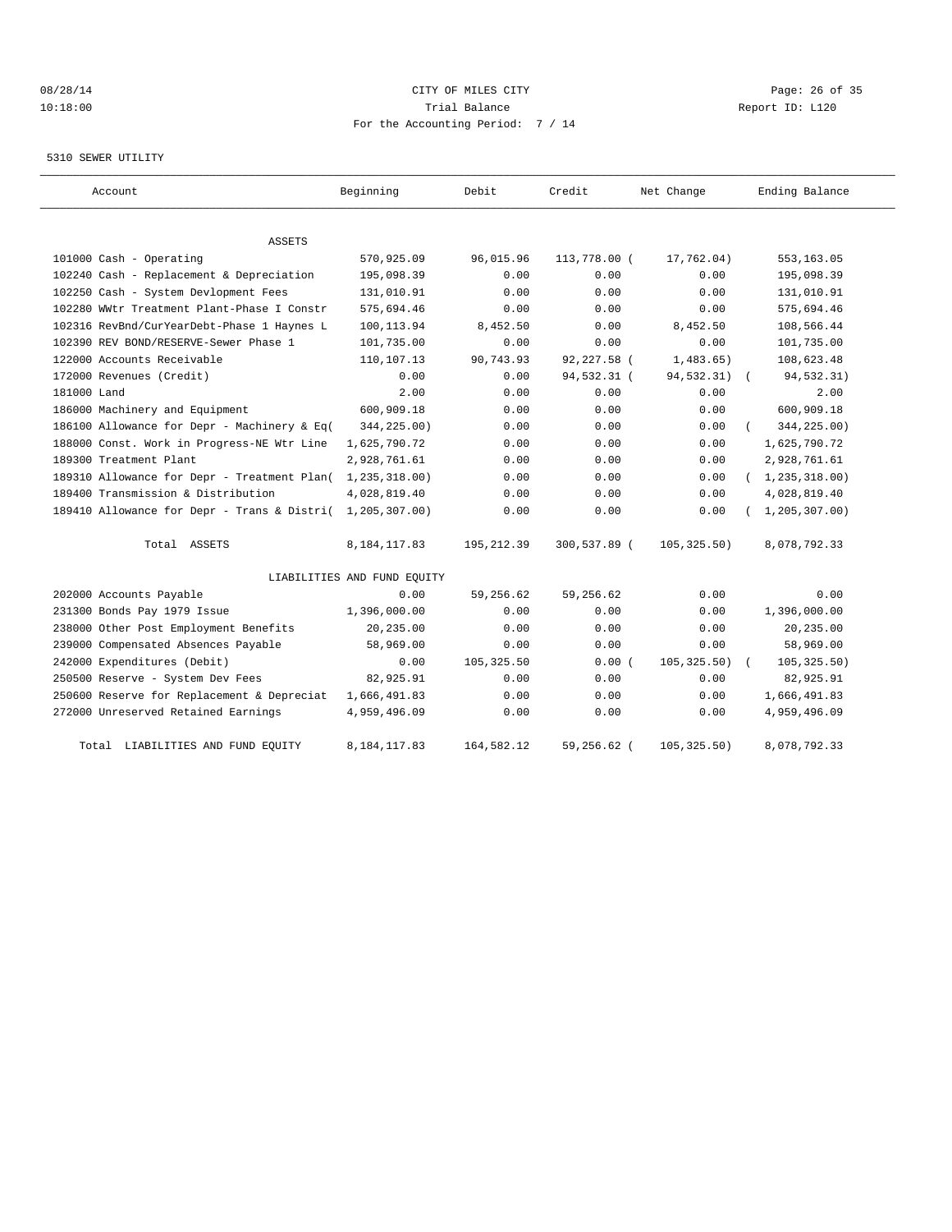08/28/14 CITY OF MILES CITY
10:18:00 Trial Balance Report ID: L120
For the Accounting Period: 7 / 14

5310 SEWER UTILITY

| Account | Beginning | Debit | Credit | Net Change | Ending Balance |
|---|---|---|---|---|---|
| ASSETS | | | | | |
| 101000 Cash - Operating | 570,925.09 | 96,015.96 | 113,778.00 | ( 17,762.04) | 553,163.05 |
| 102240 Cash - Replacement & Depreciation | 195,098.39 | 0.00 | 0.00 | 0.00 | 195,098.39 |
| 102250 Cash - System Devlopment Fees | 131,010.91 | 0.00 | 0.00 | 0.00 | 131,010.91 |
| 102280 WWtr Treatment Plant-Phase I Constr | 575,694.46 | 0.00 | 0.00 | 0.00 | 575,694.46 |
| 102316 RevBnd/CurYearDebt-Phase 1 Haynes L | 100,113.94 | 8,452.50 | 0.00 | 8,452.50 | 108,566.44 |
| 102390 REV BOND/RESERVE-Sewer Phase 1 | 101,735.00 | 0.00 | 0.00 | 0.00 | 101,735.00 |
| 122000 Accounts Receivable | 110,107.13 | 90,743.93 | 92,227.58 | ( 1,483.65) | 108,623.48 |
| 172000 Revenues (Credit) | 0.00 | 0.00 | 94,532.31 | ( 94,532.31) | ( 94,532.31) |
| 181000 Land | 2.00 | 0.00 | 0.00 | 0.00 | 2.00 |
| 186000 Machinery and Equipment | 600,909.18 | 0.00 | 0.00 | 0.00 | 600,909.18 |
| 186100 Allowance for Depr - Machinery & Eq | ( 344,225.00) | 0.00 | 0.00 | 0.00 | ( 344,225.00) |
| 188000 Const. Work in Progress-NE Wtr Line | 1,625,790.72 | 0.00 | 0.00 | 0.00 | 1,625,790.72 |
| 189300 Treatment Plant | 2,928,761.61 | 0.00 | 0.00 | 0.00 | 2,928,761.61 |
| 189310 Allowance for Depr - Treatment Plan | ( 1,235,318.00) | 0.00 | 0.00 | 0.00 | ( 1,235,318.00) |
| 189400 Transmission & Distribution | 4,028,819.40 | 0.00 | 0.00 | 0.00 | 4,028,819.40 |
| 189410 Allowance for Depr - Trans & Distri | ( 1,205,307.00) | 0.00 | 0.00 | 0.00 | ( 1,205,307.00) |
| Total ASSETS | 8,184,117.83 | 195,212.39 | 300,537.89 | ( 105,325.50) | 8,078,792.33 |
| LIABILITIES AND FUND EQUITY | | | | | |
| 202000 Accounts Payable | 0.00 | 59,256.62 | 59,256.62 | 0.00 | 0.00 |
| 231300 Bonds Pay 1979 Issue | 1,396,000.00 | 0.00 | 0.00 | 0.00 | 1,396,000.00 |
| 238000 Other Post Employment Benefits | 20,235.00 | 0.00 | 0.00 | 0.00 | 20,235.00 |
| 239000 Compensated Absences Payable | 58,969.00 | 0.00 | 0.00 | 0.00 | 58,969.00 |
| 242000 Expenditures (Debit) | 0.00 | 105,325.50 | 0.00 | ( 105,325.50) | ( 105,325.50) |
| 250500 Reserve - System Dev Fees | 82,925.91 | 0.00 | 0.00 | 0.00 | 82,925.91 |
| 250600 Reserve for Replacement & Depreciat | 1,666,491.83 | 0.00 | 0.00 | 0.00 | 1,666,491.83 |
| 272000 Unreserved Retained Earnings | 4,959,496.09 | 0.00 | 0.00 | 0.00 | 4,959,496.09 |
| Total LIABILITIES AND FUND EQUITY | 8,184,117.83 | 164,582.12 | 59,256.62 | ( 105,325.50) | 8,078,792.33 |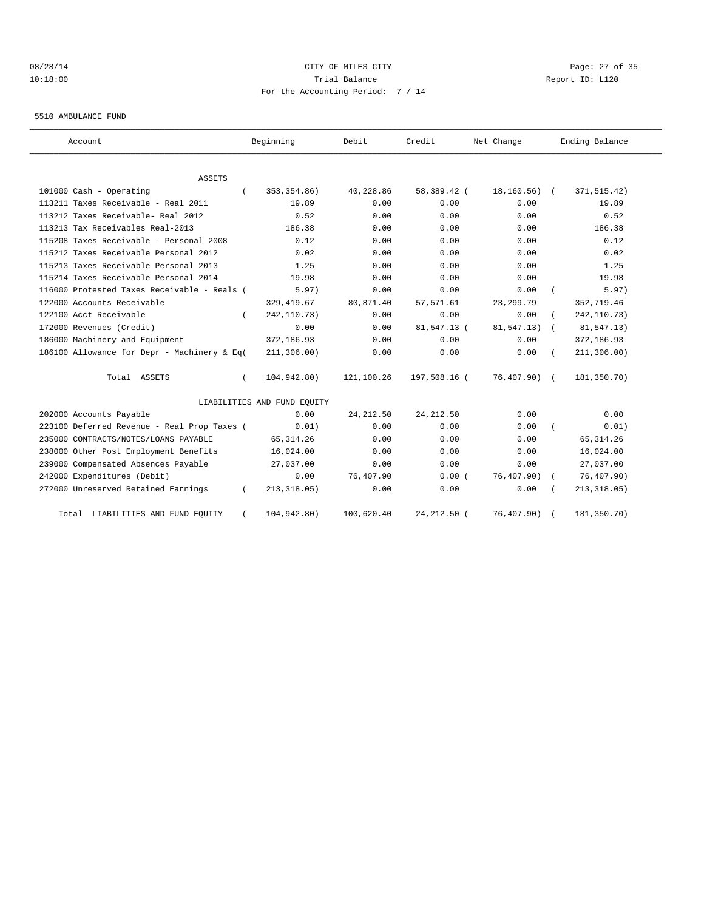CITY OF MILES CITY

Trial Balance

For the Accounting Period: 7 / 14

5510 AMBULANCE FUND

| Account | Beginning | Debit | Credit | Net Change | Ending Balance |
|---|---|---|---|---|---|
| ASSETS | | | | | |
| 101000 Cash - Operating | ( 353,354.86) | 40,228.86 | 58,389.42 | ( 18,160.56) | ( 371,515.42) |
| 113211 Taxes Receivable - Real 2011 | 19.89 | 0.00 | 0.00 | 0.00 | 19.89 |
| 113212 Taxes Receivable- Real 2012 | 0.52 | 0.00 | 0.00 | 0.00 | 0.52 |
| 113213 Tax Receivables Real-2013 | 186.38 | 0.00 | 0.00 | 0.00 | 186.38 |
| 115208 Taxes Receivable - Personal 2008 | 0.12 | 0.00 | 0.00 | 0.00 | 0.12 |
| 115212 Taxes Receivable Personal 2012 | 0.02 | 0.00 | 0.00 | 0.00 | 0.02 |
| 115213 Taxes Receivable Personal 2013 | 1.25 | 0.00 | 0.00 | 0.00 | 1.25 |
| 115214 Taxes Receivable Personal 2014 | 19.98 | 0.00 | 0.00 | 0.00 | 19.98 |
| 116000 Protested Taxes Receivable - Reals | ( 5.97) | 0.00 | 0.00 | 0.00 | ( 5.97) |
| 122000 Accounts Receivable | 329,419.67 | 80,871.40 | 57,571.61 | 23,299.79 | 352,719.46 |
| 122100 Acct Receivable | ( 242,110.73) | 0.00 | 0.00 | 0.00 | ( 242,110.73) |
| 172000 Revenues (Credit) | 0.00 | 0.00 | 81,547.13 | ( 81,547.13) | ( 81,547.13) |
| 186000 Machinery and Equipment | 372,186.93 | 0.00 | 0.00 | 0.00 | 372,186.93 |
| 186100 Allowance for Depr - Machinery & Eq | ( 211,306.00) | 0.00 | 0.00 | 0.00 | ( 211,306.00) |
| Total ASSETS | ( 104,942.80) | 121,100.26 | 197,508.16 | ( 76,407.90) | ( 181,350.70) |
| LIABILITIES AND FUND EQUITY | | | | | |
| 202000 Accounts Payable | 0.00 | 24,212.50 | 24,212.50 | 0.00 | 0.00 |
| 223100 Deferred Revenue - Real Prop Taxes | ( 0.01) | 0.00 | 0.00 | 0.00 | ( 0.01) |
| 235000 CONTRACTS/NOTES/LOANS PAYABLE | 65,314.26 | 0.00 | 0.00 | 0.00 | 65,314.26 |
| 238000 Other Post Employment Benefits | 16,024.00 | 0.00 | 0.00 | 0.00 | 16,024.00 |
| 239000 Compensated Absences Payable | 27,037.00 | 0.00 | 0.00 | 0.00 | 27,037.00 |
| 242000 Expenditures (Debit) | 0.00 | 76,407.90 | 0.00 | ( 76,407.90) | ( 76,407.90) |
| 272000 Unreserved Retained Earnings | ( 213,318.05) | 0.00 | 0.00 | 0.00 | ( 213,318.05) |
| Total LIABILITIES AND FUND EQUITY | ( 104,942.80) | 100,620.40 | 24,212.50 | ( 76,407.90) | ( 181,350.70) |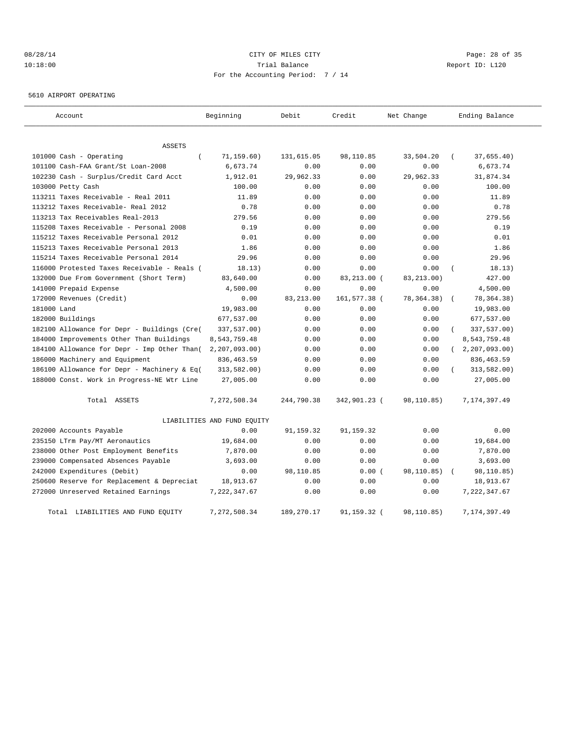CITY OF MILES CITY
Trial Balance
For the Accounting Period: 7 / 14

08/28/14
10:18:00

Report ID: L120

5610 AIRPORT OPERATING

| Account | Beginning | Debit | Credit | Net Change | Ending Balance |
|---|---|---|---|---|---|
| ASSETS | | | | | |
| 101000 Cash - Operating | ( 71,159.60) | 131,615.05 | 98,110.85 | 33,504.20 | ( 37,655.40) |
| 101100 Cash-FAA Grant/St Loan-2008 | 6,673.74 | 0.00 | 0.00 | 0.00 | 6,673.74 |
| 102230 Cash - Surplus/Credit Card Acct | 1,912.01 | 29,962.33 | 0.00 | 29,962.33 | 31,874.34 |
| 103000 Petty Cash | 100.00 | 0.00 | 0.00 | 0.00 | 100.00 |
| 113211 Taxes Receivable - Real 2011 | 11.89 | 0.00 | 0.00 | 0.00 | 11.89 |
| 113212 Taxes Receivable- Real 2012 | 0.78 | 0.00 | 0.00 | 0.00 | 0.78 |
| 113213 Tax Receivables Real-2013 | 279.56 | 0.00 | 0.00 | 0.00 | 279.56 |
| 115208 Taxes Receivable - Personal 2008 | 0.19 | 0.00 | 0.00 | 0.00 | 0.19 |
| 115212 Taxes Receivable Personal 2012 | 0.01 | 0.00 | 0.00 | 0.00 | 0.01 |
| 115213 Taxes Receivable Personal 2013 | 1.86 | 0.00 | 0.00 | 0.00 | 1.86 |
| 115214 Taxes Receivable Personal 2014 | 29.96 | 0.00 | 0.00 | 0.00 | 29.96 |
| 116000 Protested Taxes Receivable - Reals ( | 18.13) | 0.00 | 0.00 | 0.00 | ( 18.13) |
| 132000 Due From Government (Short Term) | 83,640.00 | 0.00 | 83,213.00 ( | 83,213.00) | 427.00 |
| 141000 Prepaid Expense | 4,500.00 | 0.00 | 0.00 | 0.00 | 4,500.00 |
| 172000 Revenues (Credit) | 0.00 | 83,213.00 | 161,577.38 ( | 78,364.38) | ( 78,364.38) |
| 181000 Land | 19,983.00 | 0.00 | 0.00 | 0.00 | 19,983.00 |
| 182000 Buildings | 677,537.00 | 0.00 | 0.00 | 0.00 | 677,537.00 |
| 182100 Allowance for Depr - Buildings (Cre( | 337,537.00) | 0.00 | 0.00 | 0.00 | ( 337,537.00) |
| 184000 Improvements Other Than Buildings | 8,543,759.48 | 0.00 | 0.00 | 0.00 | 8,543,759.48 |
| 184100 Allowance for Depr - Imp Other Than( | 2,207,093.00) | 0.00 | 0.00 | 0.00 | ( 2,207,093.00) |
| 186000 Machinery and Equipment | 836,463.59 | 0.00 | 0.00 | 0.00 | 836,463.59 |
| 186100 Allowance for Depr - Machinery & Eq( | 313,582.00) | 0.00 | 0.00 | 0.00 | ( 313,582.00) |
| 188000 Const. Work in Progress-NE Wtr Line | 27,005.00 | 0.00 | 0.00 | 0.00 | 27,005.00 |
| Total ASSETS | 7,272,508.34 | 244,790.38 | 342,901.23 ( | 98,110.85) | 7,174,397.49 |
| LIABILITIES AND FUND EQUITY | | | | | |
| 202000 Accounts Payable | 0.00 | 91,159.32 | 91,159.32 | 0.00 | 0.00 |
| 235150 LTrm Pay/MT Aeronautics | 19,684.00 | 0.00 | 0.00 | 0.00 | 19,684.00 |
| 238000 Other Post Employment Benefits | 7,870.00 | 0.00 | 0.00 | 0.00 | 7,870.00 |
| 239000 Compensated Absences Payable | 3,693.00 | 0.00 | 0.00 | 0.00 | 3,693.00 |
| 242000 Expenditures (Debit) | 0.00 | 98,110.85 | 0.00 ( | 98,110.85) | ( 98,110.85) |
| 250600 Reserve for Replacement & Depreciat | 18,913.67 | 0.00 | 0.00 | 0.00 | 18,913.67 |
| 272000 Unreserved Retained Earnings | 7,222,347.67 | 0.00 | 0.00 | 0.00 | 7,222,347.67 |
| Total LIABILITIES AND FUND EQUITY | 7,272,508.34 | 189,270.17 | 91,159.32 ( | 98,110.85) | 7,174,397.49 |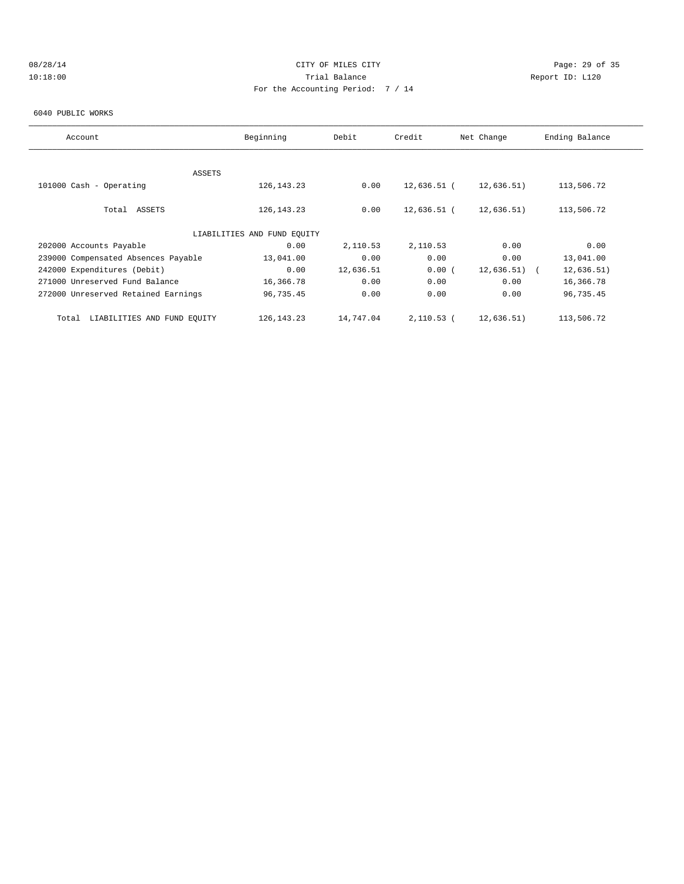CITY OF MILES CITY

Trial Balance

For the Accounting Period: 7 / 14

08/28/14 10:18:00

Report ID: L120

6040 PUBLIC WORKS

| Account | Beginning | Debit | Credit | Net Change | Ending Balance |
|---|---|---|---|---|---|
| ASSETS | | | | | |
| 101000 Cash - Operating | 126,143.23 | 0.00 | 12,636.51 | (12,636.51) | 113,506.72 |
| Total ASSETS | 126,143.23 | 0.00 | 12,636.51 | (12,636.51) | 113,506.72 |
| LIABILITIES AND FUND EQUITY | | | | | |
| 202000 Accounts Payable | 0.00 | 2,110.53 | 2,110.53 | 0.00 | 0.00 |
| 239000 Compensated Absences Payable | 13,041.00 | 0.00 | 0.00 | 0.00 | 13,041.00 |
| 242000 Expenditures (Debit) | 0.00 | 12,636.51 | 0.00 | (12,636.51) | (12,636.51) |
| 271000 Unreserved Fund Balance | 16,366.78 | 0.00 | 0.00 | 0.00 | 16,366.78 |
| 272000 Unreserved Retained Earnings | 96,735.45 | 0.00 | 0.00 | 0.00 | 96,735.45 |
| Total LIABILITIES AND FUND EQUITY | 126,143.23 | 14,747.04 | 2,110.53 | (12,636.51) | 113,506.72 |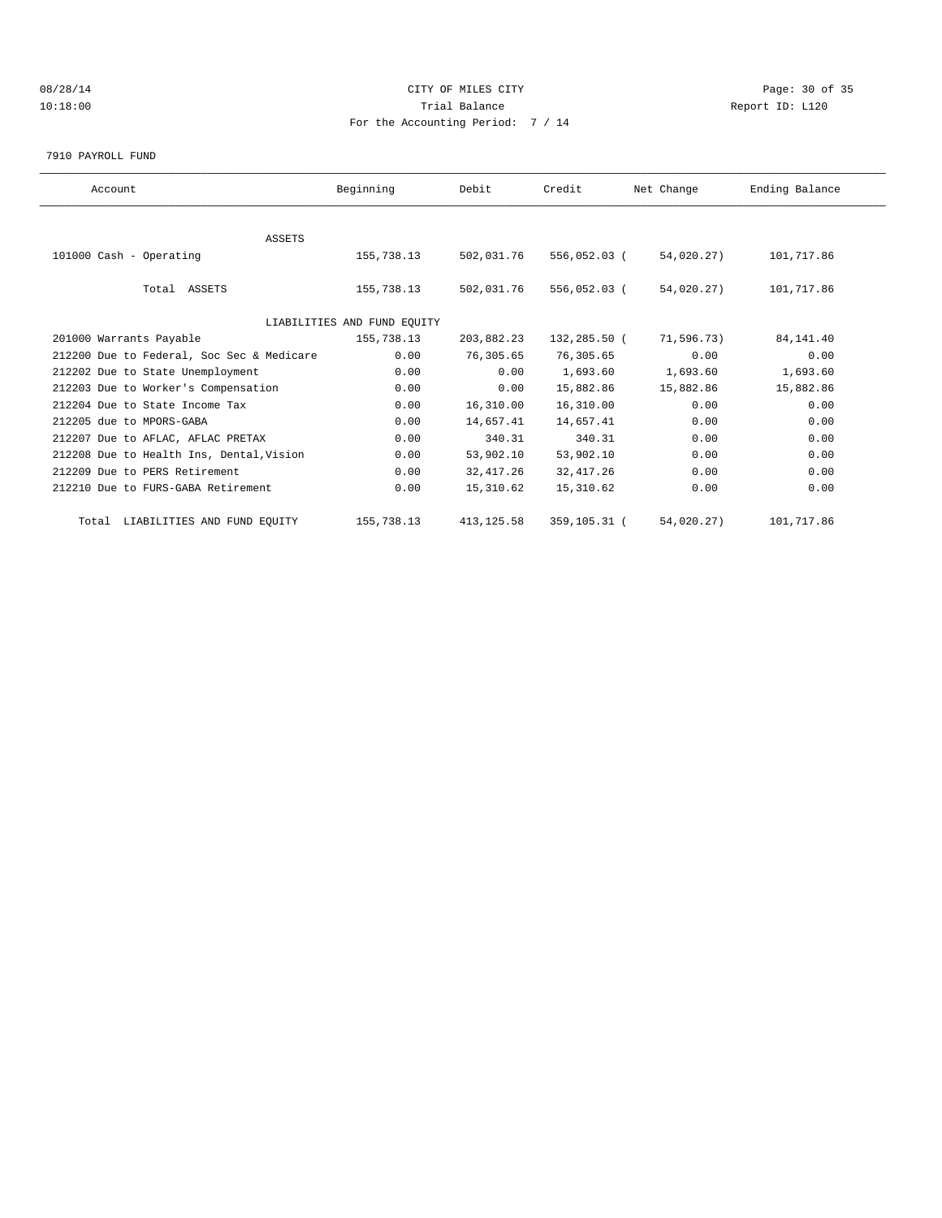CITY OF MILES CITY

Trial Balance

For the Accounting Period: 7 / 14

7910 PAYROLL FUND

| Account | Beginning | Debit | Credit | Net Change | Ending Balance |
|---|---|---|---|---|---|
| ASSETS | | | | | |
| 101000 Cash - Operating | 155,738.13 | 502,031.76 | 556,052.03 | ( 54,020.27) | 101,717.86 |
| Total ASSETS | 155,738.13 | 502,031.76 | 556,052.03 | ( 54,020.27) | 101,717.86 |
| LIABILITIES AND FUND EQUITY | | | | | |
| 201000 Warrants Payable | 155,738.13 | 203,882.23 | 132,285.50 | ( 71,596.73) | 84,141.40 |
| 212200 Due to Federal, Soc Sec & Medicare | 0.00 | 76,305.65 | 76,305.65 | 0.00 | 0.00 |
| 212202 Due to State Unemployment | 0.00 | 0.00 | 1,693.60 | 1,693.60 | 1,693.60 |
| 212203 Due to Worker's Compensation | 0.00 | 0.00 | 15,882.86 | 15,882.86 | 15,882.86 |
| 212204 Due to State Income Tax | 0.00 | 16,310.00 | 16,310.00 | 0.00 | 0.00 |
| 212205 due to MPORS-GABA | 0.00 | 14,657.41 | 14,657.41 | 0.00 | 0.00 |
| 212207 Due to AFLAC, AFLAC PRETAX | 0.00 | 340.31 | 340.31 | 0.00 | 0.00 |
| 212208 Due to Health Ins, Dental,Vision | 0.00 | 53,902.10 | 53,902.10 | 0.00 | 0.00 |
| 212209 Due to PERS Retirement | 0.00 | 32,417.26 | 32,417.26 | 0.00 | 0.00 |
| 212210 Due to FURS-GABA Retirement | 0.00 | 15,310.62 | 15,310.62 | 0.00 | 0.00 |
| Total LIABILITIES AND FUND EQUITY | 155,738.13 | 413,125.58 | 359,105.31 | ( 54,020.27) | 101,717.86 |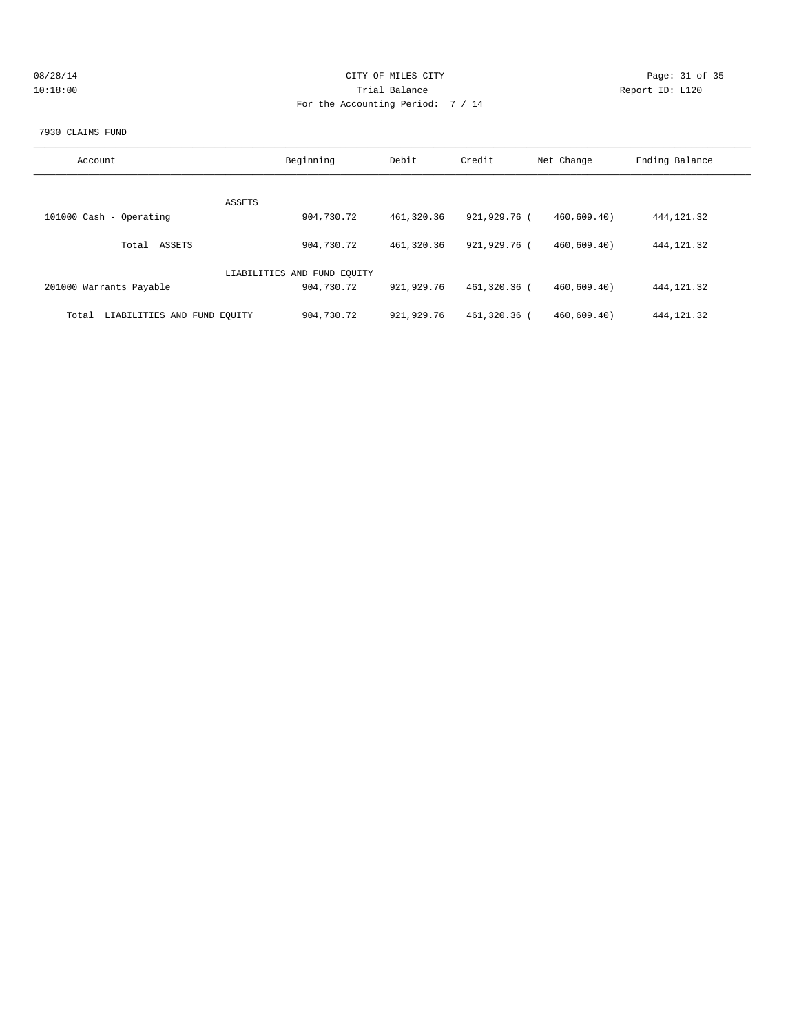CITY OF MILES CITY

Trial Balance

For the Accounting Period: 7 / 14

08/28/14 10:18:00

Report ID: L120

7930 CLAIMS FUND

| Account | Beginning | Debit | Credit | Net Change | Ending Balance |
|---|---|---|---|---|---|
| ASSETS | | | | | |
| 101000 Cash - Operating | 904,730.72 | 461,320.36 | 921,929.76 | ( 460,609.40) | 444,121.32 |
| Total ASSETS | 904,730.72 | 461,320.36 | 921,929.76 | ( 460,609.40) | 444,121.32 |
| LIABILITIES AND FUND EQUITY | | | | | |
| 201000 Warrants Payable | 904,730.72 | 921,929.76 | 461,320.36 | ( 460,609.40) | 444,121.32 |
| Total LIABILITIES AND FUND EQUITY | 904,730.72 | 921,929.76 | 461,320.36 | ( 460,609.40) | 444,121.32 |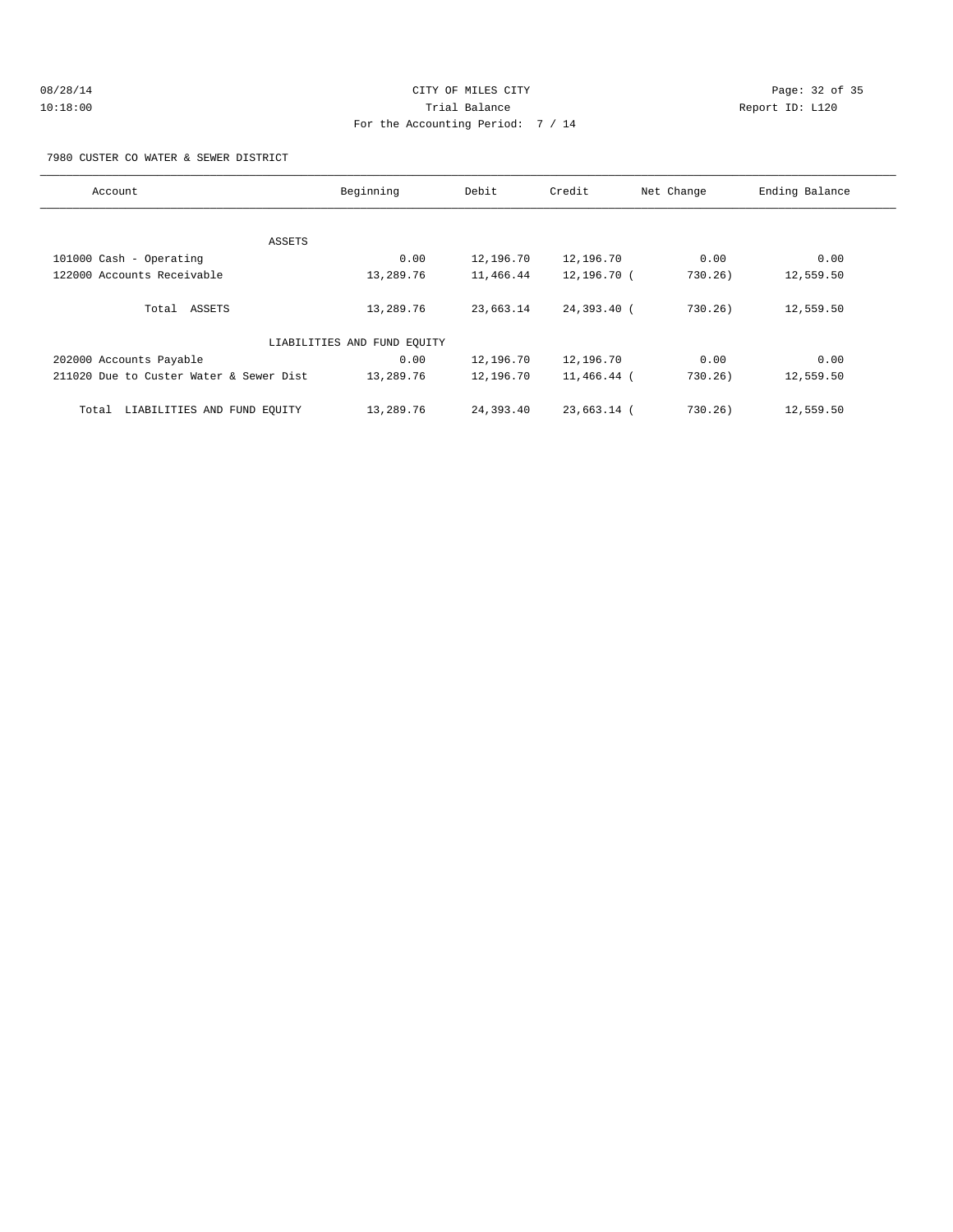CITY OF MILES CITY
Trial Balance
For the Accounting Period: 7 / 14

08/28/14
10:18:00

Report ID: L120

7980 CUSTER CO WATER & SEWER DISTRICT

| Account | Beginning | Debit | Credit | Net Change | Ending Balance |
|---|---|---|---|---|---|
| ASSETS | | | | | |
| 101000 Cash - Operating | 0.00 | 12,196.70 | 12,196.70 | 0.00 | 0.00 |
| 122000 Accounts Receivable | 13,289.76 | 11,466.44 | 12,196.70 | ( 730.26) | 12,559.50 |
| Total ASSETS | 13,289.76 | 23,663.14 | 24,393.40 | ( 730.26) | 12,559.50 |
| LIABILITIES AND FUND EQUITY | | | | | |
| 202000 Accounts Payable | 0.00 | 12,196.70 | 12,196.70 | 0.00 | 0.00 |
| 211020 Due to Custer Water & Sewer Dist | 13,289.76 | 12,196.70 | 11,466.44 | ( 730.26) | 12,559.50 |
| Total LIABILITIES AND FUND EQUITY | 13,289.76 | 24,393.40 | 23,663.14 | ( 730.26) | 12,559.50 |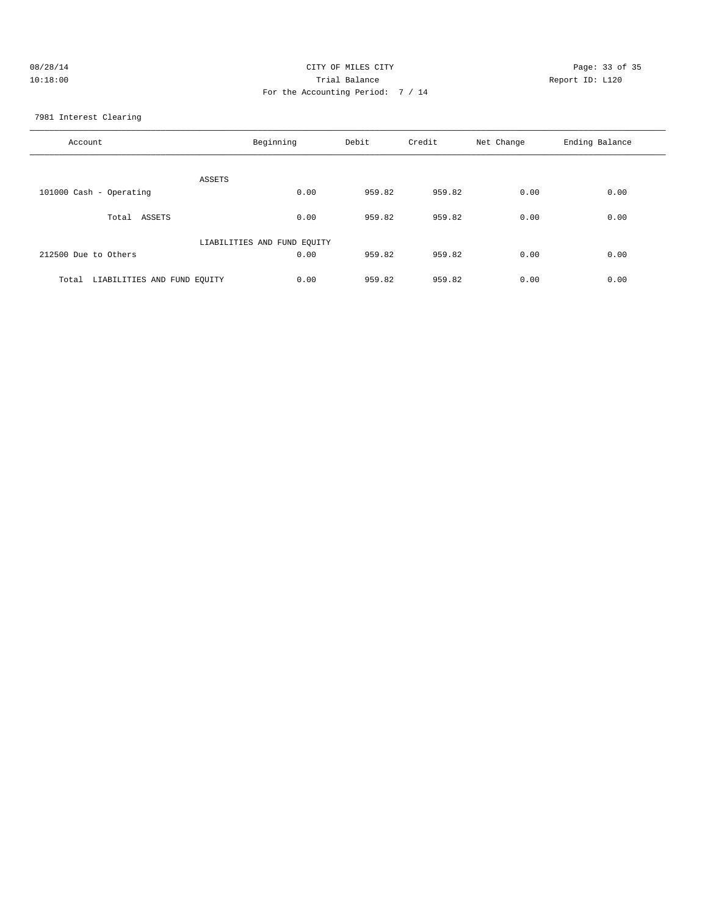CITY OF MILES CITY
Trial Balance
For the Accounting Period: 7 / 14

08/28/14
10:18:00

Report ID: L120

7981 Interest Clearing

| Account | Beginning | Debit | Credit | Net Change | Ending Balance |
|---|---|---|---|---|---|
| ASSETS | | | | | |
| 101000 Cash - Operating | 0.00 | 959.82 | 959.82 | 0.00 | 0.00 |
| Total ASSETS | 0.00 | 959.82 | 959.82 | 0.00 | 0.00 |
| LIABILITIES AND FUND EQUITY | | | | | |
| 212500 Due to Others | 0.00 | 959.82 | 959.82 | 0.00 | 0.00 |
| Total LIABILITIES AND FUND EQUITY | 0.00 | 959.82 | 959.82 | 0.00 | 0.00 |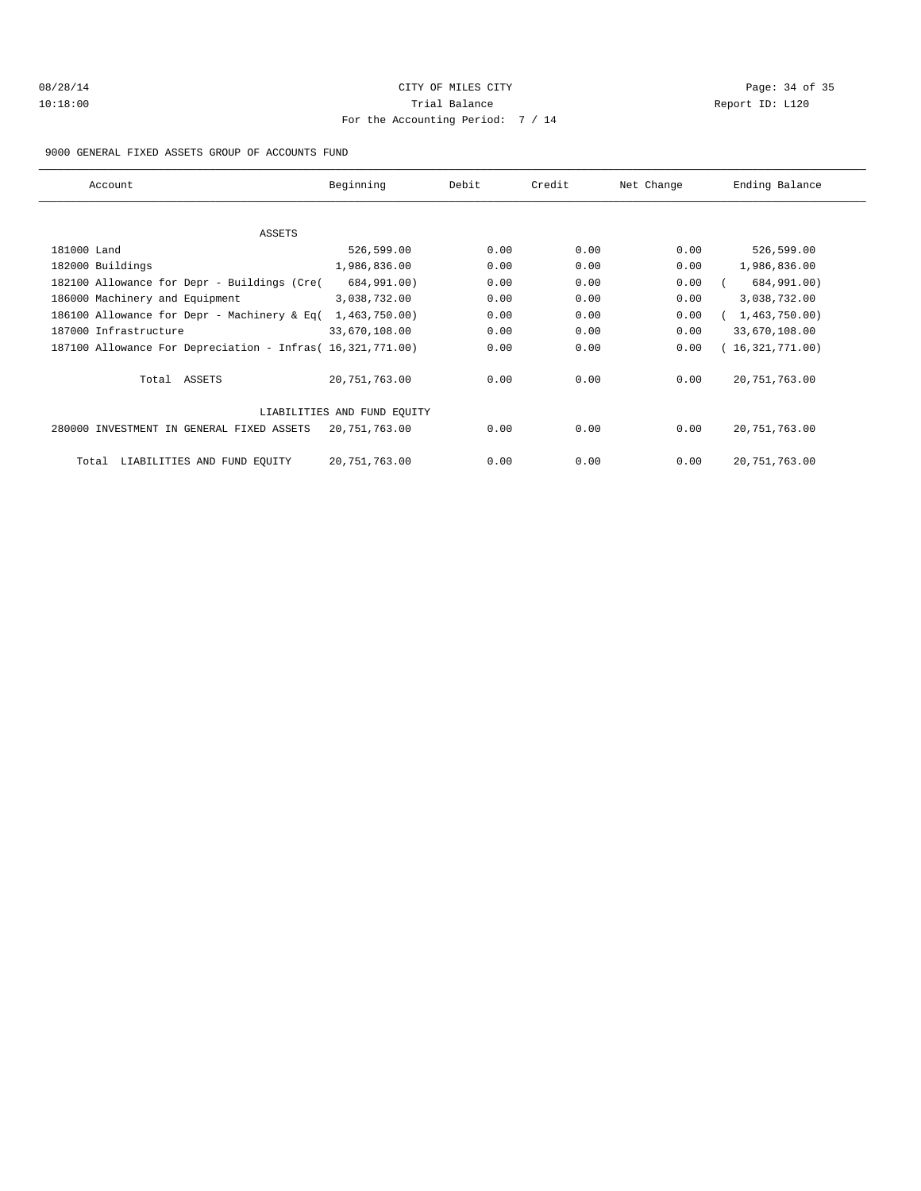CITY OF MILES CITY

Trial Balance

For the Accounting Period: 7 / 14

08/28/14 10:18:00 Report ID: L120

9000 GENERAL FIXED ASSETS GROUP OF ACCOUNTS FUND

| Account | Beginning | Debit | Credit | Net Change | Ending Balance |
|---|---|---|---|---|---|
| ASSETS | | | | | |
| 181000 Land | 526,599.00 | 0.00 | 0.00 | 0.00 | 526,599.00 |
| 182000 Buildings | 1,986,836.00 | 0.00 | 0.00 | 0.00 | 1,986,836.00 |
| 182100 Allowance for Depr - Buildings (Cre( | 684,991.00) | 0.00 | 0.00 | 0.00 | ( 684,991.00) |
| 186000 Machinery and Equipment | 3,038,732.00 | 0.00 | 0.00 | 0.00 | 3,038,732.00 |
| 186100 Allowance for Depr - Machinery & Eq( | 1,463,750.00) | 0.00 | 0.00 | 0.00 | ( 1,463,750.00) |
| 187000 Infrastructure | 33,670,108.00 | 0.00 | 0.00 | 0.00 | 33,670,108.00 |
| 187100 Allowance For Depreciation - Infras( | 16,321,771.00) | 0.00 | 0.00 | 0.00 | ( 16,321,771.00) |
| Total ASSETS | 20,751,763.00 | 0.00 | 0.00 | 0.00 | 20,751,763.00 |
| LIABILITIES AND FUND EQUITY | | | | | |
| 280000 INVESTMENT IN GENERAL FIXED ASSETS | 20,751,763.00 | 0.00 | 0.00 | 0.00 | 20,751,763.00 |
| Total LIABILITIES AND FUND EQUITY | 20,751,763.00 | 0.00 | 0.00 | 0.00 | 20,751,763.00 |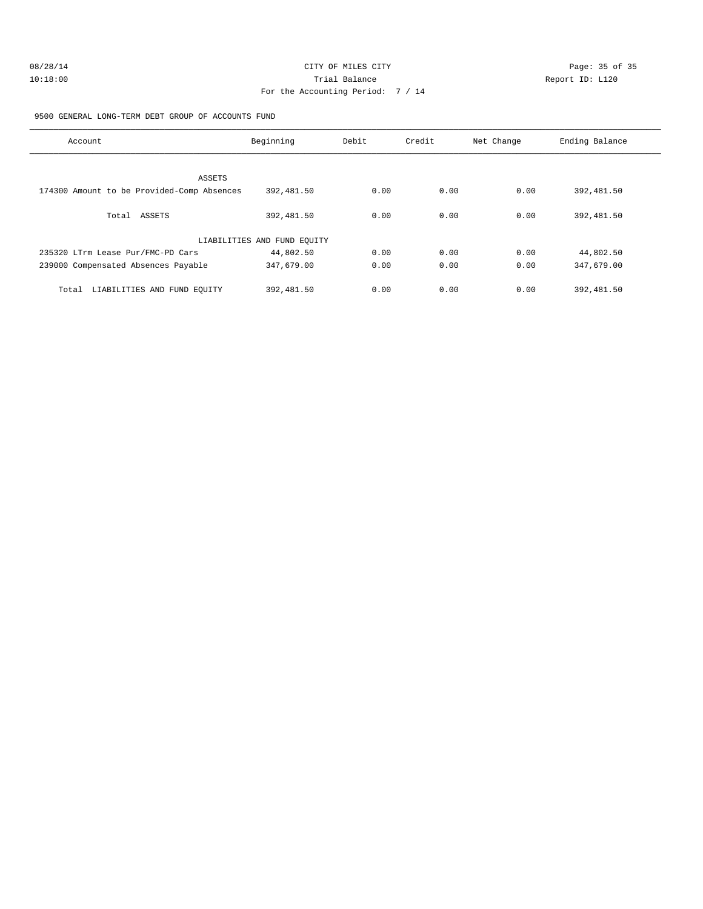08/28/14 CITY OF MILES CITY
10:18:00 Trial Balance Report ID: L120
For the Accounting Period: 7 / 14

9500 GENERAL LONG-TERM DEBT GROUP OF ACCOUNTS FUND

| Account | Beginning | Debit | Credit | Net Change | Ending Balance |
|---|---|---|---|---|---|
| ASSETS | | | | | |
| 174300 Amount to be Provided-Comp Absences | 392,481.50 | 0.00 | 0.00 | 0.00 | 392,481.50 |
| Total ASSETS | 392,481.50 | 0.00 | 0.00 | 0.00 | 392,481.50 |
| LIABILITIES AND FUND EQUITY | | | | | |
| 235320 LTrm Lease Pur/FMC-PD Cars | 44,802.50 | 0.00 | 0.00 | 0.00 | 44,802.50 |
| 239000 Compensated Absences Payable | 347,679.00 | 0.00 | 0.00 | 0.00 | 347,679.00 |
| Total LIABILITIES AND FUND EQUITY | 392,481.50 | 0.00 | 0.00 | 0.00 | 392,481.50 |